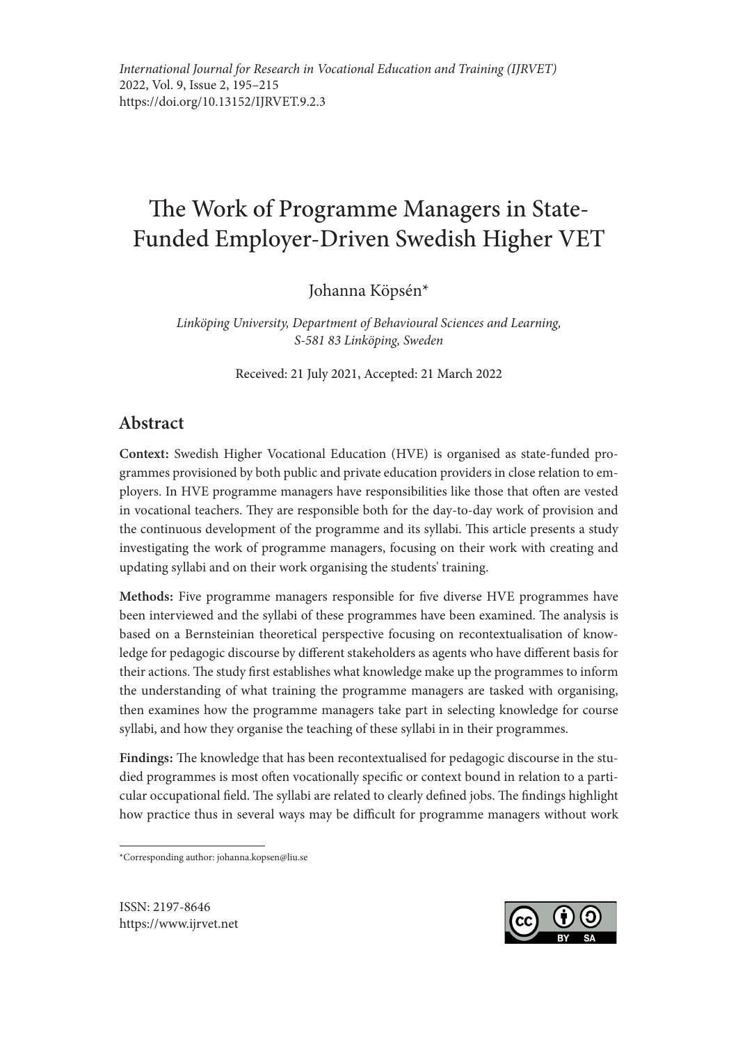*International Journal for Research in Vocational Education and Training (IJRVET)*
2022, Vol. 9, Issue 2, 195–215
https://doi.org/10.13152/IJRVET.9.2.3

# The Work of Programme Managers in State-Funded Employer-Driven Swedish Higher VET

Johanna Köpsén*

*Linköping University, Department of Behavioural Sciences and Learning, S-581 83 Linköping, Sweden*

Received: 21 July 2021, Accepted: 21 March 2022

## Abstract

**Context:** Swedish Higher Vocational Education (HVE) is organised as state-funded programmes provisioned by both public and private education providers in close relation to employers. In HVE programme managers have responsibilities like those that often are vested in vocational teachers. They are responsible both for the day-to-day work of provision and the continuous development of the programme and its syllabi. This article presents a study investigating the work of programme managers, focusing on their work with creating and updating syllabi and on their work organising the students' training.

**Methods:** Five programme managers responsible for five diverse HVE programmes have been interviewed and the syllabi of these programmes have been examined. The analysis is based on a Bernsteinian theoretical perspective focusing on recontextualisation of knowledge for pedagogic discourse by different stakeholders as agents who have different basis for their actions. The study first establishes what knowledge make up the programmes to inform the understanding of what training the programme managers are tasked with organising, then examines how the programme managers take part in selecting knowledge for course syllabi, and how they organise the teaching of these syllabi in in their programmes.

**Findings:** The knowledge that has been recontextualised for pedagogic discourse in the studied programmes is most often vocationally specific or context bound in relation to a particular occupational field. The syllabi are related to clearly defined jobs. The findings highlight how practice thus in several ways may be difficult for programme managers without work

*Corresponding author: johanna.kopsen@liu.se

ISSN: 2197-8646
https://www.ijrvet.net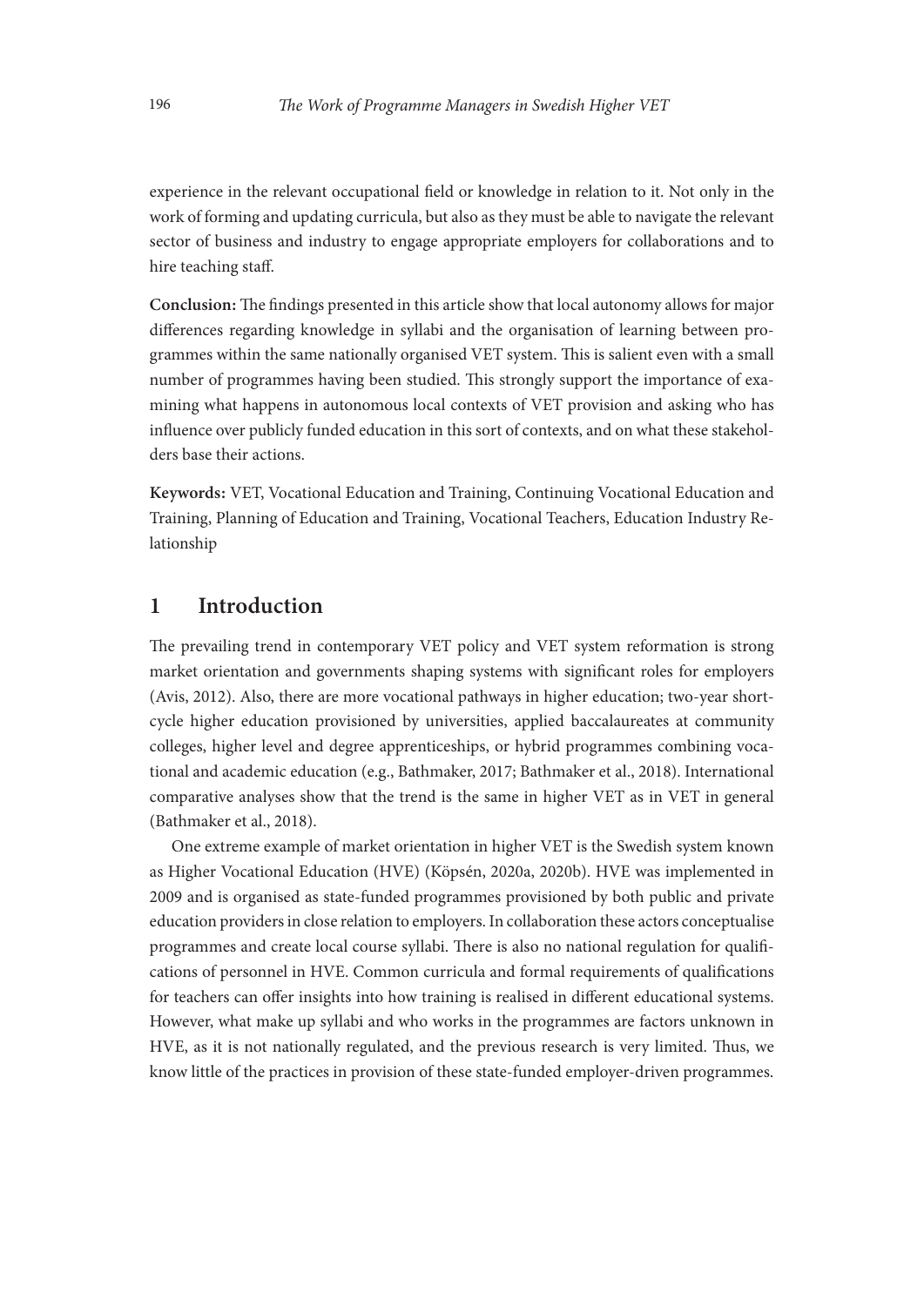experience in the relevant occupational field or knowledge in relation to it. Not only in the work of forming and updating curricula, but also as they must be able to navigate the relevant sector of business and industry to engage appropriate employers for collaborations and to hire teaching staff.

**Conclusion:** The findings presented in this article show that local autonomy allows for major differences regarding knowledge in syllabi and the organisation of learning between programmes within the same nationally organised VET system. This is salient even with a small number of programmes having been studied. This strongly support the importance of examining what happens in autonomous local contexts of VET provision and asking who has influence over publicly funded education in this sort of contexts, and on what these stakeholders base their actions.

**Keywords:** VET, Vocational Education and Training, Continuing Vocational Education and Training, Planning of Education and Training, Vocational Teachers, Education Industry Relationship

## 1 Introduction

The prevailing trend in contemporary VET policy and VET system reformation is strong market orientation and governments shaping systems with significant roles for employers (Avis, 2012). Also, there are more vocational pathways in higher education; two-year short-cycle higher education provisioned by universities, applied baccalaureates at community colleges, higher level and degree apprenticeships, or hybrid programmes combining vocational and academic education (e.g., Bathmaker, 2017; Bathmaker et al., 2018). International comparative analyses show that the trend is the same in higher VET as in VET in general (Bathmaker et al., 2018).

One extreme example of market orientation in higher VET is the Swedish system known as Higher Vocational Education (HVE) (Köpsén, 2020a, 2020b). HVE was implemented in 2009 and is organised as state-funded programmes provisioned by both public and private education providers in close relation to employers. In collaboration these actors conceptualise programmes and create local course syllabi. There is also no national regulation for qualifications of personnel in HVE. Common curricula and formal requirements of qualifications for teachers can offer insights into how training is realised in different educational systems. However, what make up syllabi and who works in the programmes are factors unknown in HVE, as it is not nationally regulated, and the previous research is very limited. Thus, we know little of the practices in provision of these state-funded employer-driven programmes.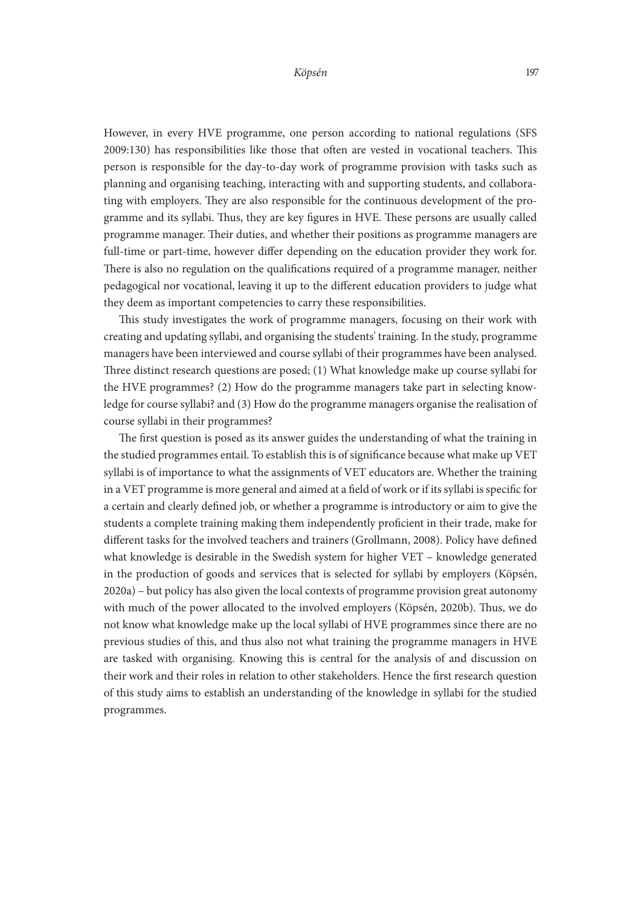However, in every HVE programme, one person according to national regulations (SFS 2009:130) has responsibilities like those that often are vested in vocational teachers. This person is responsible for the day-to-day work of programme provision with tasks such as planning and organising teaching, interacting with and supporting students, and collaborating with employers. They are also responsible for the continuous development of the programme and its syllabi. Thus, they are key figures in HVE. These persons are usually called programme manager. Their duties, and whether their positions as programme managers are full-time or part-time, however differ depending on the education provider they work for. There is also no regulation on the qualifications required of a programme manager, neither pedagogical nor vocational, leaving it up to the different education providers to judge what they deem as important competencies to carry these responsibilities.

This study investigates the work of programme managers, focusing on their work with creating and updating syllabi, and organising the students' training. In the study, programme managers have been interviewed and course syllabi of their programmes have been analysed. Three distinct research questions are posed; (1) What knowledge make up course syllabi for the HVE programmes? (2) How do the programme managers take part in selecting knowledge for course syllabi? and (3) How do the programme managers organise the realisation of course syllabi in their programmes?

The first question is posed as its answer guides the understanding of what the training in the studied programmes entail. To establish this is of significance because what make up VET syllabi is of importance to what the assignments of VET educators are. Whether the training in a VET programme is more general and aimed at a field of work or if its syllabi is specific for a certain and clearly defined job, or whether a programme is introductory or aim to give the students a complete training making them independently proficient in their trade, make for different tasks for the involved teachers and trainers (Grollmann, 2008). Policy have defined what knowledge is desirable in the Swedish system for higher VET – knowledge generated in the production of goods and services that is selected for syllabi by employers (Köpsén, 2020a) – but policy has also given the local contexts of programme provision great autonomy with much of the power allocated to the involved employers (Köpsén, 2020b). Thus, we do not know what knowledge make up the local syllabi of HVE programmes since there are no previous studies of this, and thus also not what training the programme managers in HVE are tasked with organising. Knowing this is central for the analysis of and discussion on their work and their roles in relation to other stakeholders. Hence the first research question of this study aims to establish an understanding of the knowledge in syllabi for the studied programmes.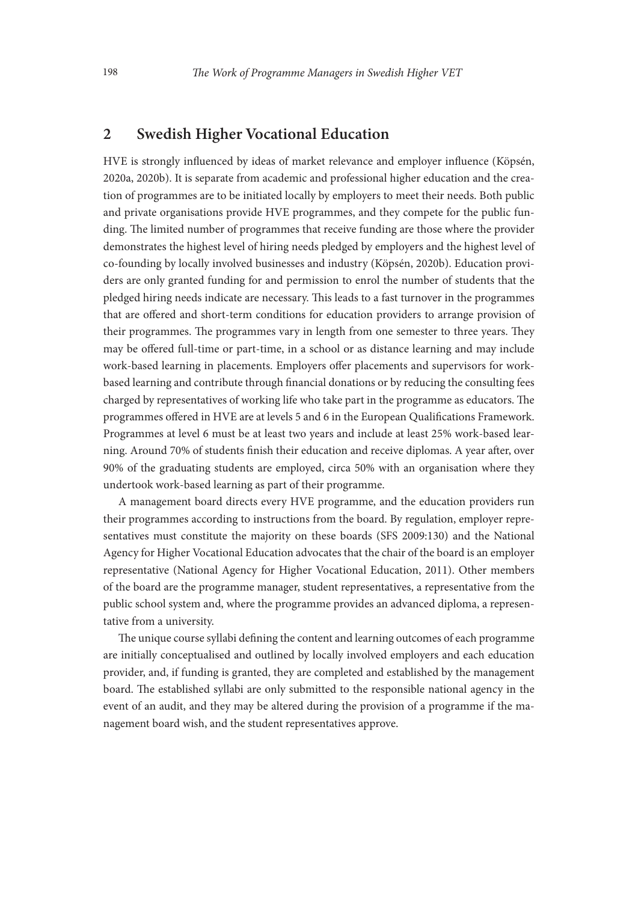## 2 Swedish Higher Vocational Education

HVE is strongly influenced by ideas of market relevance and employer influence (Köpsén, 2020a, 2020b). It is separate from academic and professional higher education and the creation of programmes are to be initiated locally by employers to meet their needs. Both public and private organisations provide HVE programmes, and they compete for the public funding. The limited number of programmes that receive funding are those where the provider demonstrates the highest level of hiring needs pledged by employers and the highest level of co-founding by locally involved businesses and industry (Köpsén, 2020b). Education providers are only granted funding for and permission to enrol the number of students that the pledged hiring needs indicate are necessary. This leads to a fast turnover in the programmes that are offered and short-term conditions for education providers to arrange provision of their programmes. The programmes vary in length from one semester to three years. They may be offered full-time or part-time, in a school or as distance learning and may include work-based learning in placements. Employers offer placements and supervisors for work-based learning and contribute through financial donations or by reducing the consulting fees charged by representatives of working life who take part in the programme as educators. The programmes offered in HVE are at levels 5 and 6 in the European Qualifications Framework. Programmes at level 6 must be at least two years and include at least 25% work-based learning. Around 70% of students finish their education and receive diplomas. A year after, over 90% of the graduating students are employed, circa 50% with an organisation where they undertook work-based learning as part of their programme.

A management board directs every HVE programme, and the education providers run their programmes according to instructions from the board. By regulation, employer representatives must constitute the majority on these boards (SFS 2009:130) and the National Agency for Higher Vocational Education advocates that the chair of the board is an employer representative (National Agency for Higher Vocational Education, 2011). Other members of the board are the programme manager, student representatives, a representative from the public school system and, where the programme provides an advanced diploma, a representative from a university.

The unique course syllabi defining the content and learning outcomes of each programme are initially conceptualised and outlined by locally involved employers and each education provider, and, if funding is granted, they are completed and established by the management board. The established syllabi are only submitted to the responsible national agency in the event of an audit, and they may be altered during the provision of a programme if the management board wish, and the student representatives approve.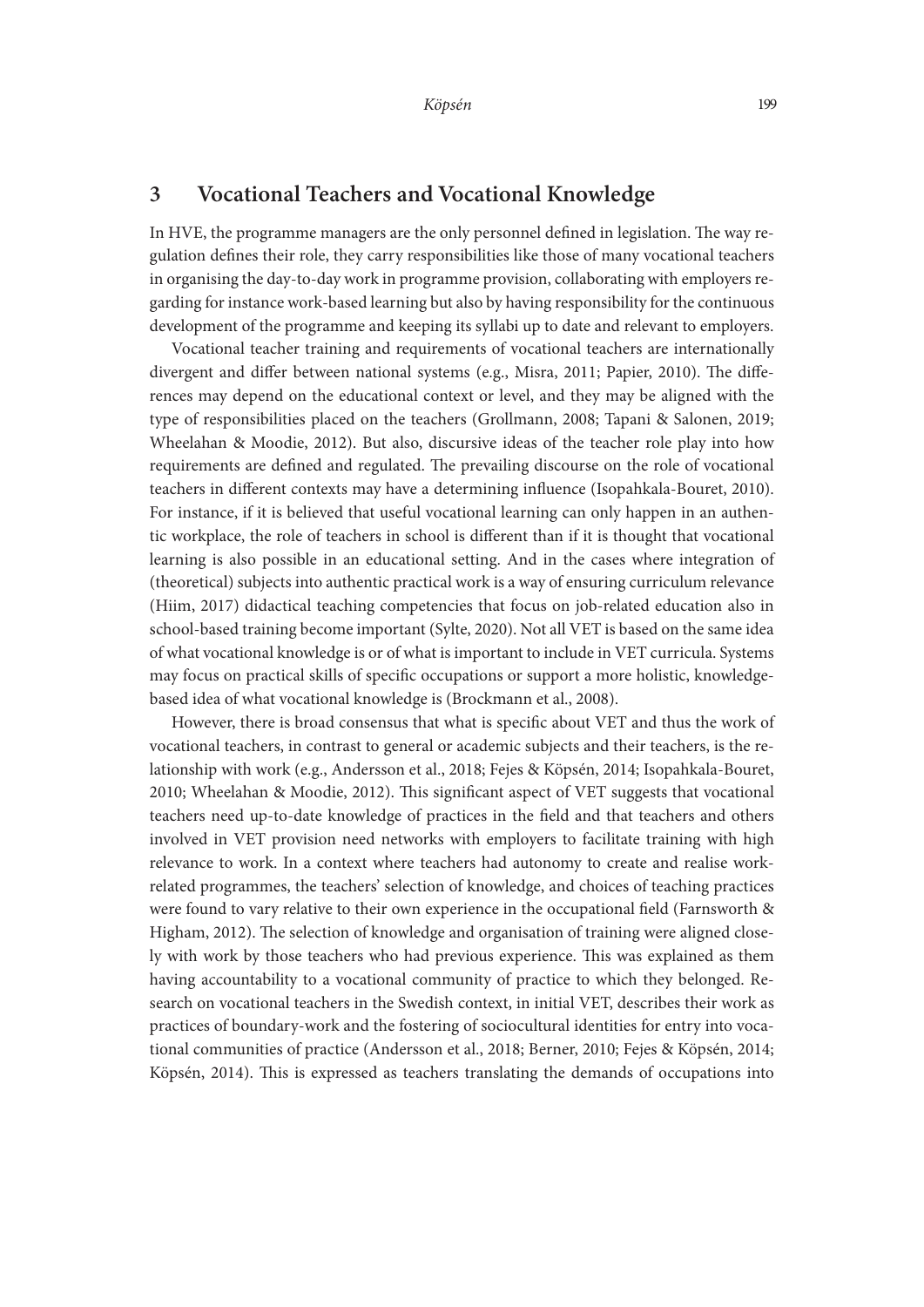## 3 Vocational Teachers and Vocational Knowledge

In HVE, the programme managers are the only personnel defined in legislation. The way regulation defines their role, they carry responsibilities like those of many vocational teachers in organising the day-to-day work in programme provision, collaborating with employers regarding for instance work-based learning but also by having responsibility for the continuous development of the programme and keeping its syllabi up to date and relevant to employers.

Vocational teacher training and requirements of vocational teachers are internationally divergent and differ between national systems (e.g., Misra, 2011; Papier, 2010). The differences may depend on the educational context or level, and they may be aligned with the type of responsibilities placed on the teachers (Grollmann, 2008; Tapani & Salonen, 2019; Wheelahan & Moodie, 2012). But also, discursive ideas of the teacher role play into how requirements are defined and regulated. The prevailing discourse on the role of vocational teachers in different contexts may have a determining influence (Isopahkala-Bouret, 2010). For instance, if it is believed that useful vocational learning can only happen in an authentic workplace, the role of teachers in school is different than if it is thought that vocational learning is also possible in an educational setting. And in the cases where integration of (theoretical) subjects into authentic practical work is a way of ensuring curriculum relevance (Hiim, 2017) didactical teaching competencies that focus on job-related education also in school-based training become important (Sylte, 2020). Not all VET is based on the same idea of what vocational knowledge is or of what is important to include in VET curricula. Systems may focus on practical skills of specific occupations or support a more holistic, knowledge-based idea of what vocational knowledge is (Brockmann et al., 2008).

However, there is broad consensus that what is specific about VET and thus the work of vocational teachers, in contrast to general or academic subjects and their teachers, is the relationship with work (e.g., Andersson et al., 2018; Fejes & Köpsén, 2014; Isopahkala-Bouret, 2010; Wheelahan & Moodie, 2012). This significant aspect of VET suggests that vocational teachers need up-to-date knowledge of practices in the field and that teachers and others involved in VET provision need networks with employers to facilitate training with high relevance to work. In a context where teachers had autonomy to create and realise work-related programmes, the teachers' selection of knowledge, and choices of teaching practices were found to vary relative to their own experience in the occupational field (Farnsworth & Higham, 2012). The selection of knowledge and organisation of training were aligned closely with work by those teachers who had previous experience. This was explained as them having accountability to a vocational community of practice to which they belonged. Research on vocational teachers in the Swedish context, in initial VET, describes their work as practices of boundary-work and the fostering of sociocultural identities for entry into vocational communities of practice (Andersson et al., 2018; Berner, 2010; Fejes & Köpsén, 2014; Köpsén, 2014). This is expressed as teachers translating the demands of occupations into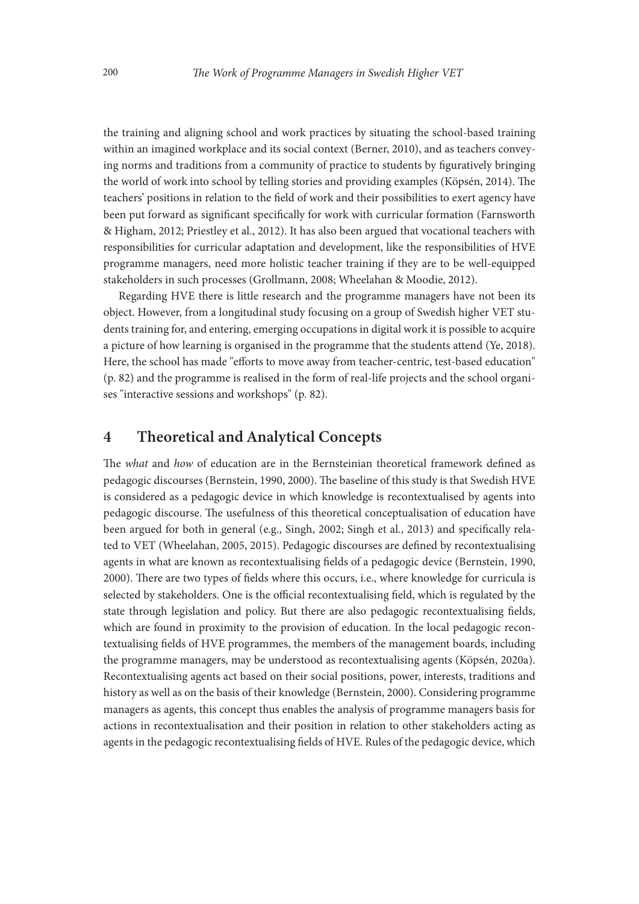the training and aligning school and work practices by situating the school-based training within an imagined workplace and its social context (Berner, 2010), and as teachers conveying norms and traditions from a community of practice to students by figuratively bringing the world of work into school by telling stories and providing examples (Köpsén, 2014). The teachers' positions in relation to the field of work and their possibilities to exert agency have been put forward as significant specifically for work with curricular formation (Farnsworth & Higham, 2012; Priestley et al., 2012). It has also been argued that vocational teachers with responsibilities for curricular adaptation and development, like the responsibilities of HVE programme managers, need more holistic teacher training if they are to be well-equipped stakeholders in such processes (Grollmann, 2008; Wheelahan & Moodie, 2012).

Regarding HVE there is little research and the programme managers have not been its object. However, from a longitudinal study focusing on a group of Swedish higher VET students training for, and entering, emerging occupations in digital work it is possible to acquire a picture of how learning is organised in the programme that the students attend (Ye, 2018). Here, the school has made "efforts to move away from teacher-centric, test-based education" (p. 82) and the programme is realised in the form of real-life projects and the school organises "interactive sessions and workshops" (p. 82).

## 4 Theoretical and Analytical Concepts

The *what* and *how* of education are in the Bernsteinian theoretical framework defined as pedagogic discourses (Bernstein, 1990, 2000). The baseline of this study is that Swedish HVE is considered as a pedagogic device in which knowledge is recontextualised by agents into pedagogic discourse. The usefulness of this theoretical conceptualisation of education have been argued for both in general (e.g., Singh, 2002; Singh et al., 2013) and specifically related to VET (Wheelahan, 2005, 2015). Pedagogic discourses are defined by recontextualising agents in what are known as recontextualising fields of a pedagogic device (Bernstein, 1990, 2000). There are two types of fields where this occurs, i.e., where knowledge for curricula is selected by stakeholders. One is the official recontextualising field, which is regulated by the state through legislation and policy. But there are also pedagogic recontextualising fields, which are found in proximity to the provision of education. In the local pedagogic recontextualising fields of HVE programmes, the members of the management boards, including the programme managers, may be understood as recontextualising agents (Köpsén, 2020a). Recontextualising agents act based on their social positions, power, interests, traditions and history as well as on the basis of their knowledge (Bernstein, 2000). Considering programme managers as agents, this concept thus enables the analysis of programme managers basis for actions in recontextualisation and their position in relation to other stakeholders acting as agents in the pedagogic recontextualising fields of HVE. Rules of the pedagogic device, which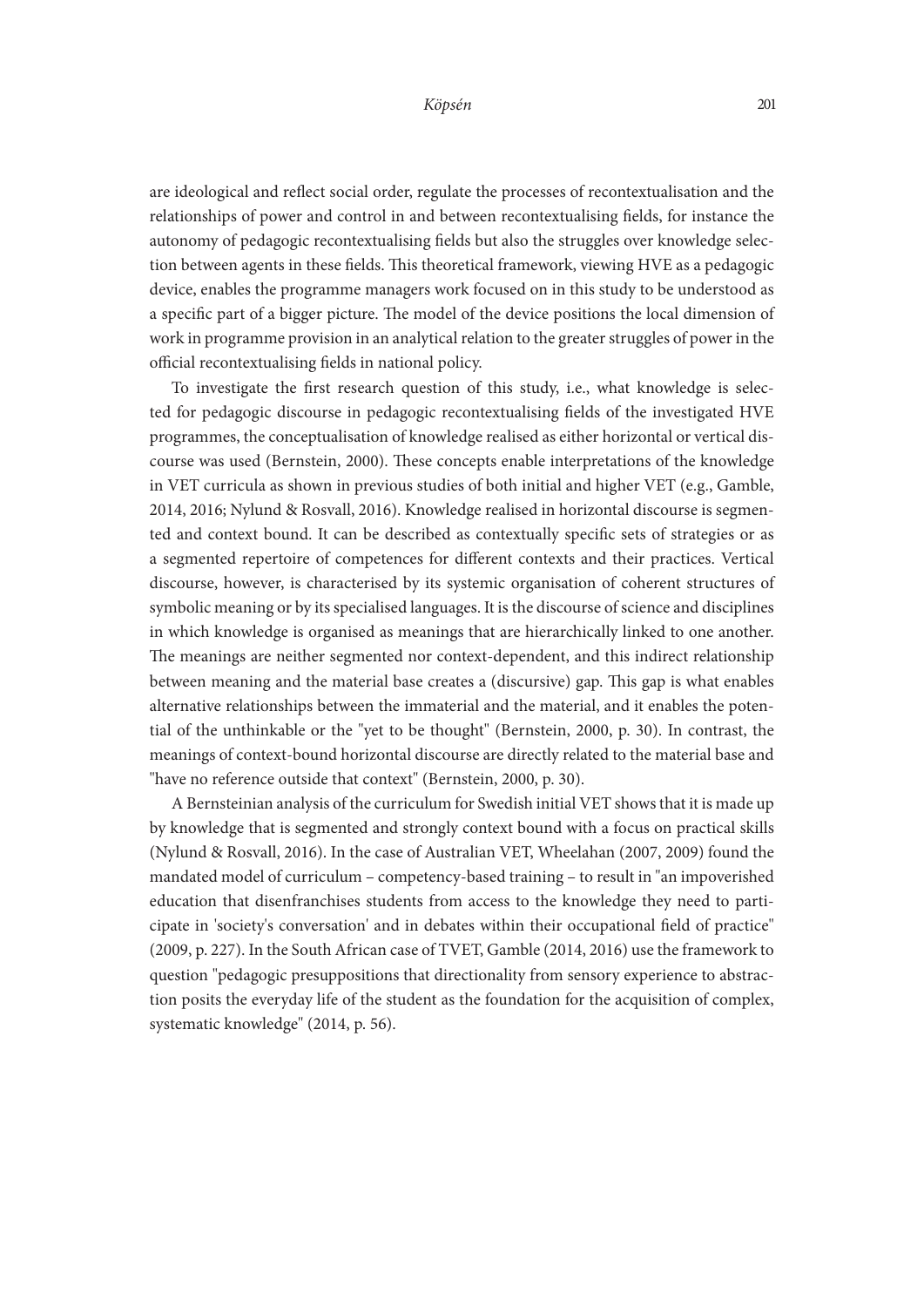are ideological and reflect social order, regulate the processes of recontextualisation and the relationships of power and control in and between recontextualising fields, for instance the autonomy of pedagogic recontextualising fields but also the struggles over knowledge selection between agents in these fields. This theoretical framework, viewing HVE as a pedagogic device, enables the programme managers work focused on in this study to be understood as a specific part of a bigger picture. The model of the device positions the local dimension of work in programme provision in an analytical relation to the greater struggles of power in the official recontextualising fields in national policy.

To investigate the first research question of this study, i.e., what knowledge is selected for pedagogic discourse in pedagogic recontextualising fields of the investigated HVE programmes, the conceptualisation of knowledge realised as either horizontal or vertical discourse was used (Bernstein, 2000). These concepts enable interpretations of the knowledge in VET curricula as shown in previous studies of both initial and higher VET (e.g., Gamble, 2014, 2016; Nylund & Rosvall, 2016). Knowledge realised in horizontal discourse is segmented and context bound. It can be described as contextually specific sets of strategies or as a segmented repertoire of competences for different contexts and their practices. Vertical discourse, however, is characterised by its systemic organisation of coherent structures of symbolic meaning or by its specialised languages. It is the discourse of science and disciplines in which knowledge is organised as meanings that are hierarchically linked to one another. The meanings are neither segmented nor context-dependent, and this indirect relationship between meaning and the material base creates a (discursive) gap. This gap is what enables alternative relationships between the immaterial and the material, and it enables the potential of the unthinkable or the "yet to be thought" (Bernstein, 2000, p. 30). In contrast, the meanings of context-bound horizontal discourse are directly related to the material base and "have no reference outside that context" (Bernstein, 2000, p. 30).

A Bernsteinian analysis of the curriculum for Swedish initial VET shows that it is made up by knowledge that is segmented and strongly context bound with a focus on practical skills (Nylund & Rosvall, 2016). In the case of Australian VET, Wheelahan (2007, 2009) found the mandated model of curriculum – competency-based training – to result in "an impoverished education that disenfranchises students from access to the knowledge they need to participate in 'society's conversation' and in debates within their occupational field of practice" (2009, p. 227). In the South African case of TVET, Gamble (2014, 2016) use the framework to question "pedagogic presuppositions that directionality from sensory experience to abstraction posits the everyday life of the student as the foundation for the acquisition of complex, systematic knowledge" (2014, p. 56).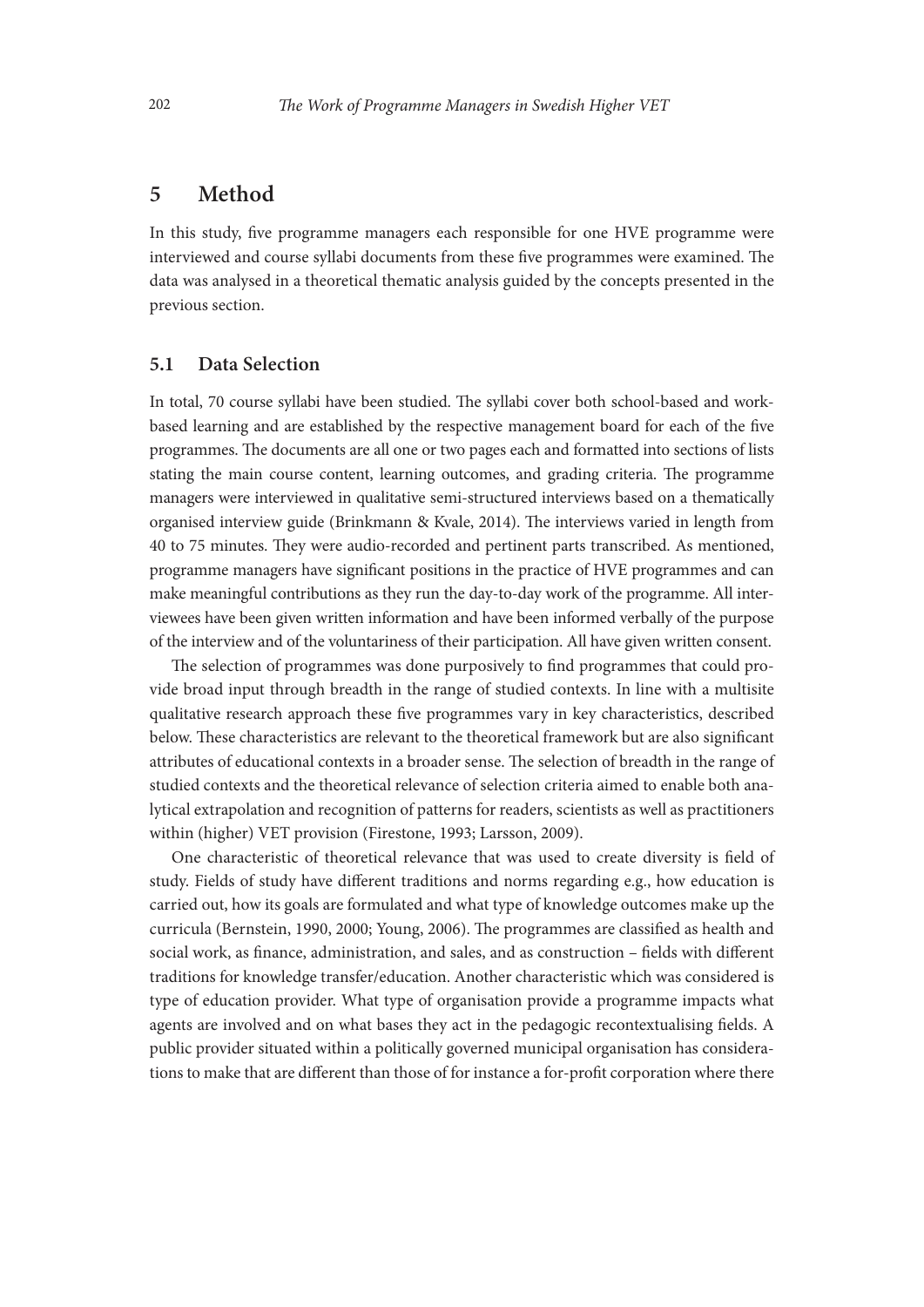## 5 Method

In this study, five programme managers each responsible for one HVE programme were interviewed and course syllabi documents from these five programmes were examined. The data was analysed in a theoretical thematic analysis guided by the concepts presented in the previous section.

### 5.1 Data Selection

In total, 70 course syllabi have been studied. The syllabi cover both school-based and work-based learning and are established by the respective management board for each of the five programmes. The documents are all one or two pages each and formatted into sections of lists stating the main course content, learning outcomes, and grading criteria. The programme managers were interviewed in qualitative semi-structured interviews based on a thematically organised interview guide (Brinkmann & Kvale, 2014). The interviews varied in length from 40 to 75 minutes. They were audio-recorded and pertinent parts transcribed. As mentioned, programme managers have significant positions in the practice of HVE programmes and can make meaningful contributions as they run the day-to-day work of the programme. All interviewees have been given written information and have been informed verbally of the purpose of the interview and of the voluntariness of their participation. All have given written consent.

The selection of programmes was done purposively to find programmes that could provide broad input through breadth in the range of studied contexts. In line with a multisite qualitative research approach these five programmes vary in key characteristics, described below. These characteristics are relevant to the theoretical framework but are also significant attributes of educational contexts in a broader sense. The selection of breadth in the range of studied contexts and the theoretical relevance of selection criteria aimed to enable both analytical extrapolation and recognition of patterns for readers, scientists as well as practitioners within (higher) VET provision (Firestone, 1993; Larsson, 2009).

One characteristic of theoretical relevance that was used to create diversity is field of study. Fields of study have different traditions and norms regarding e.g., how education is carried out, how its goals are formulated and what type of knowledge outcomes make up the curricula (Bernstein, 1990, 2000; Young, 2006). The programmes are classified as health and social work, as finance, administration, and sales, and as construction – fields with different traditions for knowledge transfer/education. Another characteristic which was considered is type of education provider. What type of organisation provide a programme impacts what agents are involved and on what bases they act in the pedagogic recontextualising fields. A public provider situated within a politically governed municipal organisation has considerations to make that are different than those of for instance a for-profit corporation where there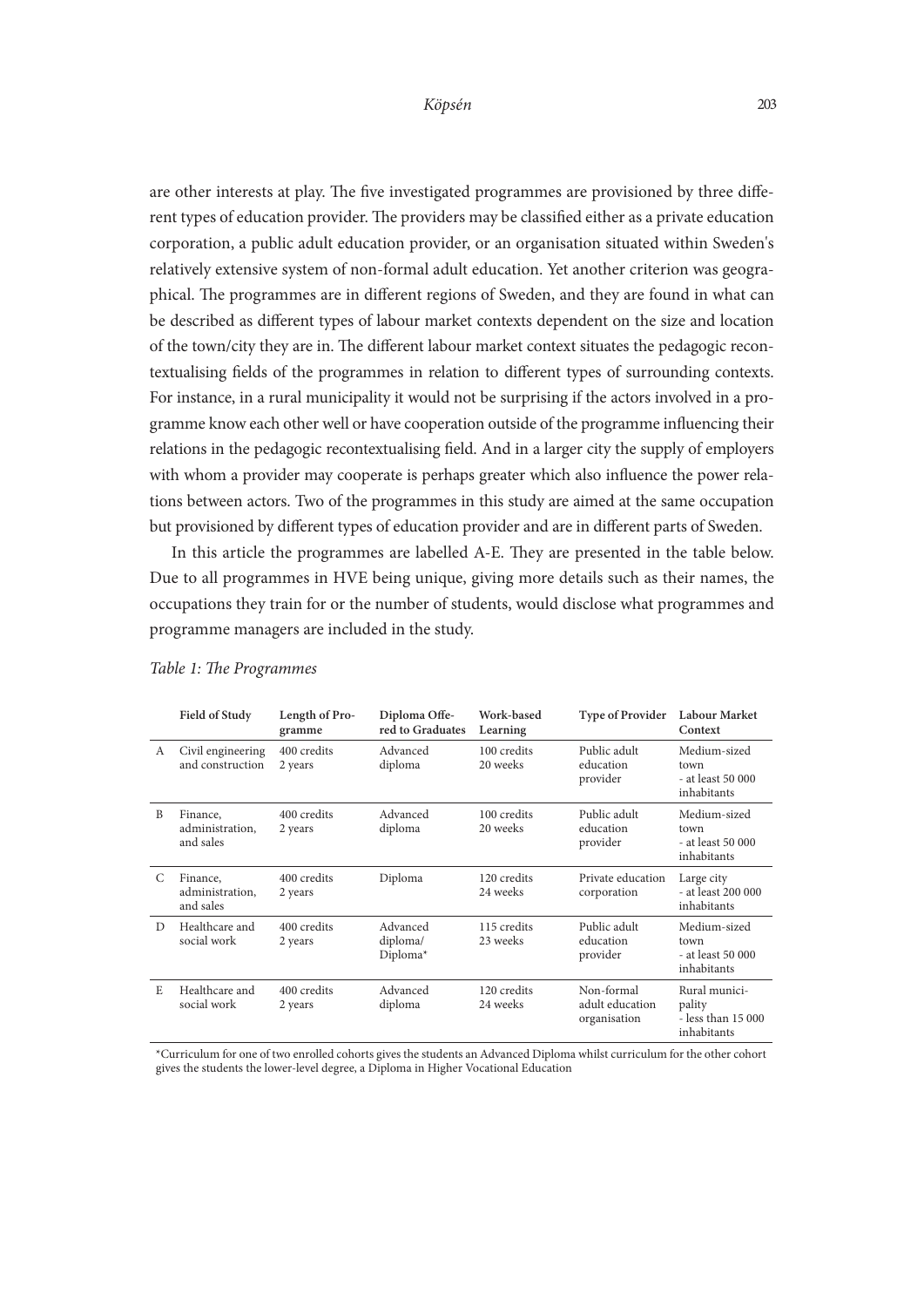are other interests at play. The five investigated programmes are provisioned by three different types of education provider. The providers may be classified either as a private education corporation, a public adult education provider, or an organisation situated within Sweden's relatively extensive system of non-formal adult education. Yet another criterion was geographical. The programmes are in different regions of Sweden, and they are found in what can be described as different types of labour market contexts dependent on the size and location of the town/city they are in. The different labour market context situates the pedagogic recontextualising fields of the programmes in relation to different types of surrounding contexts. For instance, in a rural municipality it would not be surprising if the actors involved in a programme know each other well or have cooperation outside of the programme influencing their relations in the pedagogic recontextualising field. And in a larger city the supply of employers with whom a provider may cooperate is perhaps greater which also influence the power relations between actors. Two of the programmes in this study are aimed at the same occupation but provisioned by different types of education provider and are in different parts of Sweden.

In this article the programmes are labelled A-E. They are presented in the table below. Due to all programmes in HVE being unique, giving more details such as their names, the occupations they train for or the number of students, would disclose what programmes and programme managers are included in the study.

*Table 1: The Programmes*

| | Field of Study | Length of Programme | Diploma Offered to Graduates | Work-based Learning | Type of Provider | Labour Market Context |
|---|---|---|---|---|---|---|
| A | Civil engineering and construction | 400 credits 2 years | Advanced diploma | 100 credits 20 weeks | Public adult education provider | Medium-sized town - at least 50 000 inhabitants |
| B | Finance, administration, and sales | 400 credits 2 years | Advanced diploma | 100 credits 20 weeks | Public adult education provider | Medium-sized town - at least 50 000 inhabitants |
| C | Finance, administration, and sales | 400 credits 2 years | Diploma | 120 credits 24 weeks | Private education corporation | Large city - at least 200 000 inhabitants |
| D | Healthcare and social work | 400 credits 2 years | Advanced diploma/ Diploma* | 115 credits 23 weeks | Public adult education provider | Medium-sized town - at least 50 000 inhabitants |
| E | Healthcare and social work | 400 credits 2 years | Advanced diploma | 120 credits 24 weeks | Non-formal adult education organisation | Rural municipality - less than 15 000 inhabitants |

*Curriculum for one of two enrolled cohorts gives the students an Advanced Diploma whilst curriculum for the other cohort gives the students the lower-level degree, a Diploma in Higher Vocational Education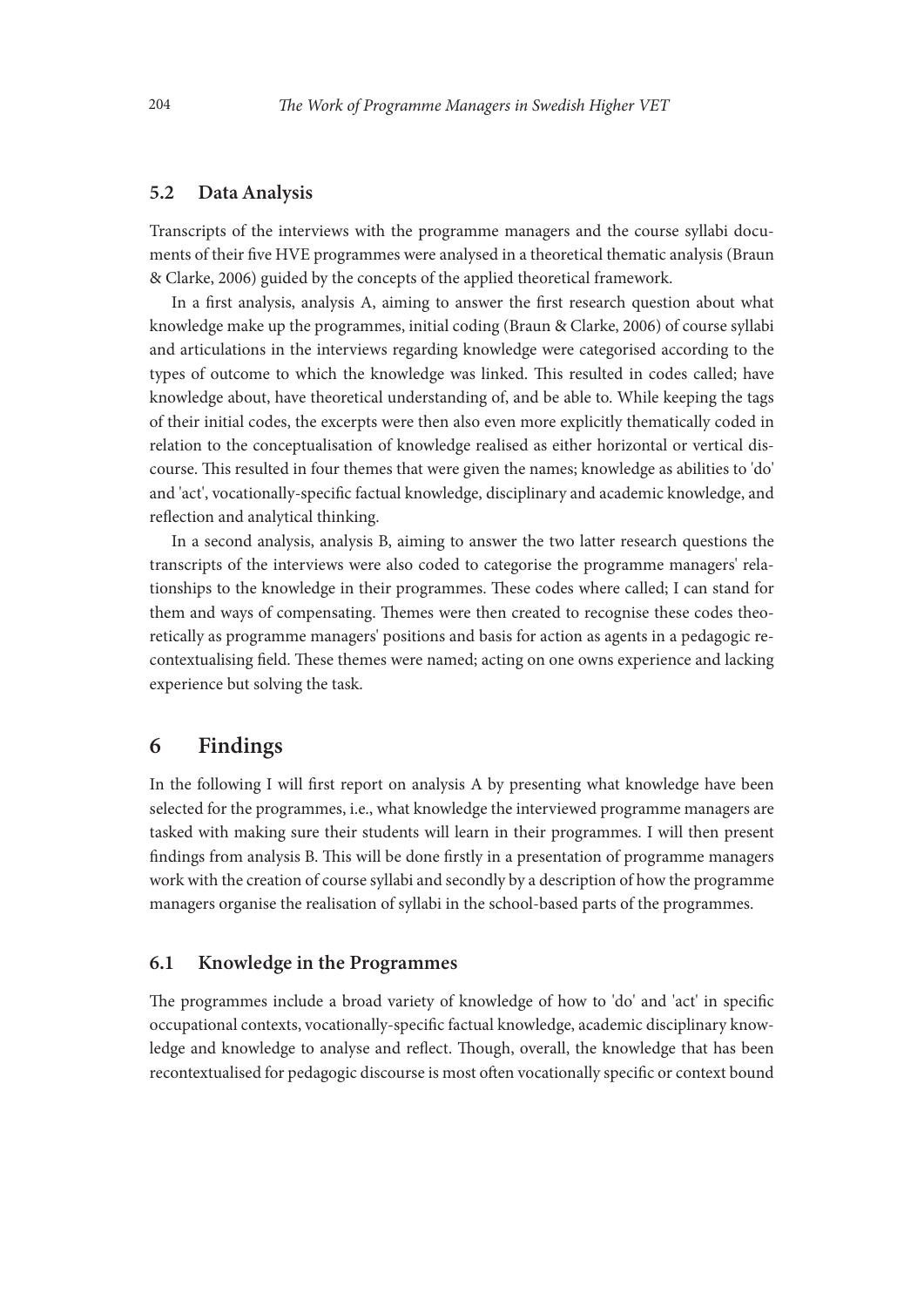### 5.2 Data Analysis

Transcripts of the interviews with the programme managers and the course syllabi documents of their five HVE programmes were analysed in a theoretical thematic analysis (Braun & Clarke, 2006) guided by the concepts of the applied theoretical framework.

In a first analysis, analysis A, aiming to answer the first research question about what knowledge make up the programmes, initial coding (Braun & Clarke, 2006) of course syllabi and articulations in the interviews regarding knowledge were categorised according to the types of outcome to which the knowledge was linked. This resulted in codes called; have knowledge about, have theoretical understanding of, and be able to. While keeping the tags of their initial codes, the excerpts were then also even more explicitly thematically coded in relation to the conceptualisation of knowledge realised as either horizontal or vertical discourse. This resulted in four themes that were given the names; knowledge as abilities to 'do' and 'act', vocationally-specific factual knowledge, disciplinary and academic knowledge, and reflection and analytical thinking.

In a second analysis, analysis B, aiming to answer the two latter research questions the transcripts of the interviews were also coded to categorise the programme managers' relationships to the knowledge in their programmes. These codes where called; I can stand for them and ways of compensating. Themes were then created to recognise these codes theoretically as programme managers' positions and basis for action as agents in a pedagogic recontextualising field. These themes were named; acting on one owns experience and lacking experience but solving the task.

## 6 Findings

In the following I will first report on analysis A by presenting what knowledge have been selected for the programmes, i.e., what knowledge the interviewed programme managers are tasked with making sure their students will learn in their programmes. I will then present findings from analysis B. This will be done firstly in a presentation of programme managers work with the creation of course syllabi and secondly by a description of how the programme managers organise the realisation of syllabi in the school-based parts of the programmes.

### 6.1 Knowledge in the Programmes

The programmes include a broad variety of knowledge of how to 'do' and 'act' in specific occupational contexts, vocationally-specific factual knowledge, academic disciplinary knowledge and knowledge to analyse and reflect. Though, overall, the knowledge that has been recontextualised for pedagogic discourse is most often vocationally specific or context bound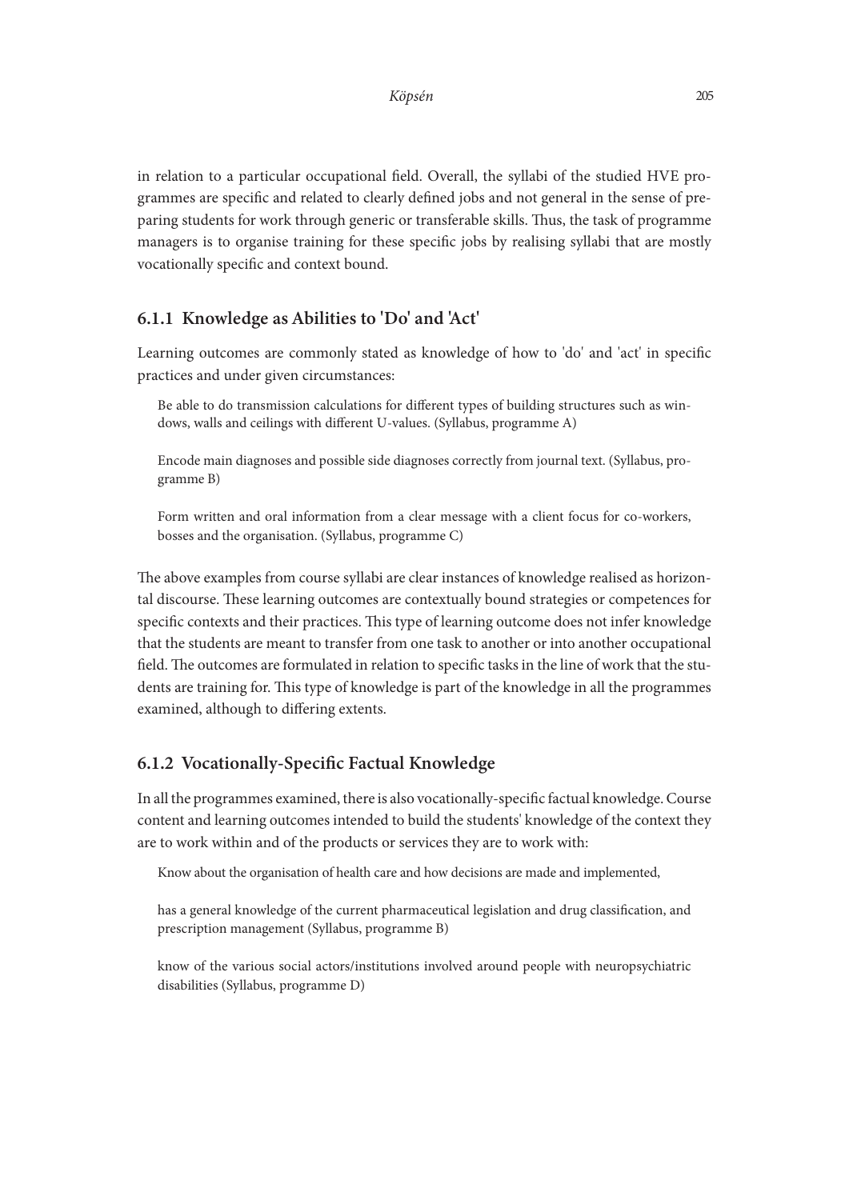in relation to a particular occupational field. Overall, the syllabi of the studied HVE programmes are specific and related to clearly defined jobs and not general in the sense of preparing students for work through generic or transferable skills. Thus, the task of programme managers is to organise training for these specific jobs by realising syllabi that are mostly vocationally specific and context bound.

### 6.1.1 Knowledge as Abilities to 'Do' and 'Act'

Learning outcomes are commonly stated as knowledge of how to 'do' and 'act' in specific practices and under given circumstances:

> Be able to do transmission calculations for different types of building structures such as windows, walls and ceilings with different U-values. (Syllabus, programme A)
>
> Encode main diagnoses and possible side diagnoses correctly from journal text. (Syllabus, programme B)
>
> Form written and oral information from a clear message with a client focus for co-workers, bosses and the organisation. (Syllabus, programme C)

The above examples from course syllabi are clear instances of knowledge realised as horizontal discourse. These learning outcomes are contextually bound strategies or competences for specific contexts and their practices. This type of learning outcome does not infer knowledge that the students are meant to transfer from one task to another or into another occupational field. The outcomes are formulated in relation to specific tasks in the line of work that the students are training for. This type of knowledge is part of the knowledge in all the programmes examined, although to differing extents.

### 6.1.2 Vocationally-Specific Factual Knowledge

In all the programmes examined, there is also vocationally-specific factual knowledge. Course content and learning outcomes intended to build the students' knowledge of the context they are to work within and of the products or services they are to work with:

> Know about the organisation of health care and how decisions are made and implemented,
>
> has a general knowledge of the current pharmaceutical legislation and drug classification, and prescription management (Syllabus, programme B)
>
> know of the various social actors/institutions involved around people with neuropsychiatric disabilities (Syllabus, programme D)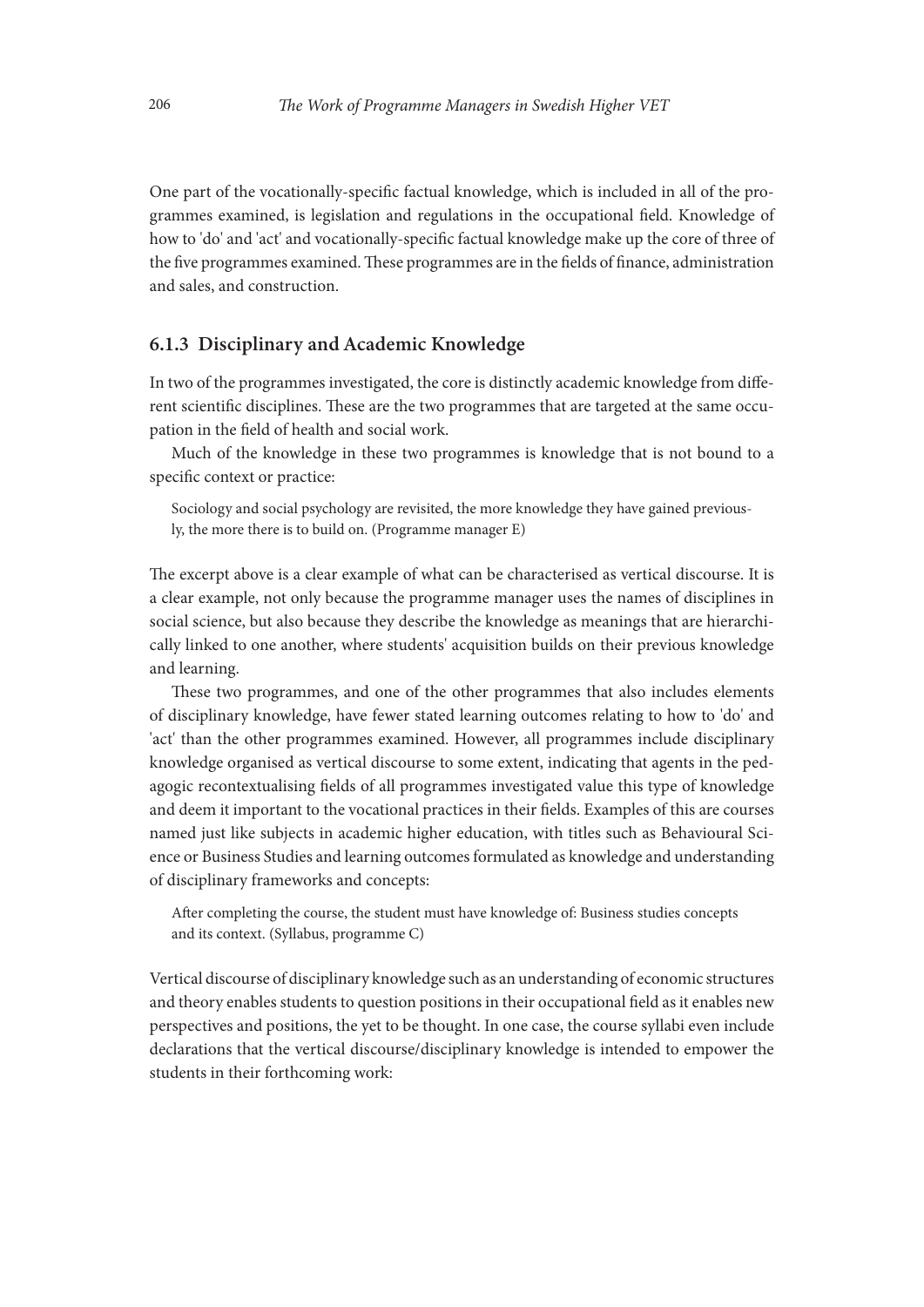One part of the vocationally-specific factual knowledge, which is included in all of the programmes examined, is legislation and regulations in the occupational field. Knowledge of how to 'do' and 'act' and vocationally-specific factual knowledge make up the core of three of the five programmes examined. These programmes are in the fields of finance, administration and sales, and construction.

### 6.1.3 Disciplinary and Academic Knowledge

In two of the programmes investigated, the core is distinctly academic knowledge from different scientific disciplines. These are the two programmes that are targeted at the same occupation in the field of health and social work.

Much of the knowledge in these two programmes is knowledge that is not bound to a specific context or practice:

> Sociology and social psychology are revisited, the more knowledge they have gained previously, the more there is to build on. (Programme manager E)

The excerpt above is a clear example of what can be characterised as vertical discourse. It is a clear example, not only because the programme manager uses the names of disciplines in social science, but also because they describe the knowledge as meanings that are hierarchically linked to one another, where students' acquisition builds on their previous knowledge and learning.

These two programmes, and one of the other programmes that also includes elements of disciplinary knowledge, have fewer stated learning outcomes relating to how to 'do' and 'act' than the other programmes examined. However, all programmes include disciplinary knowledge organised as vertical discourse to some extent, indicating that agents in the pedagogic recontextualising fields of all programmes investigated value this type of knowledge and deem it important to the vocational practices in their fields. Examples of this are courses named just like subjects in academic higher education, with titles such as Behavioural Science or Business Studies and learning outcomes formulated as knowledge and understanding of disciplinary frameworks and concepts:

> After completing the course, the student must have knowledge of: Business studies concepts and its context. (Syllabus, programme C)

Vertical discourse of disciplinary knowledge such as an understanding of economic structures and theory enables students to question positions in their occupational field as it enables new perspectives and positions, the yet to be thought. In one case, the course syllabi even include declarations that the vertical discourse/disciplinary knowledge is intended to empower the students in their forthcoming work: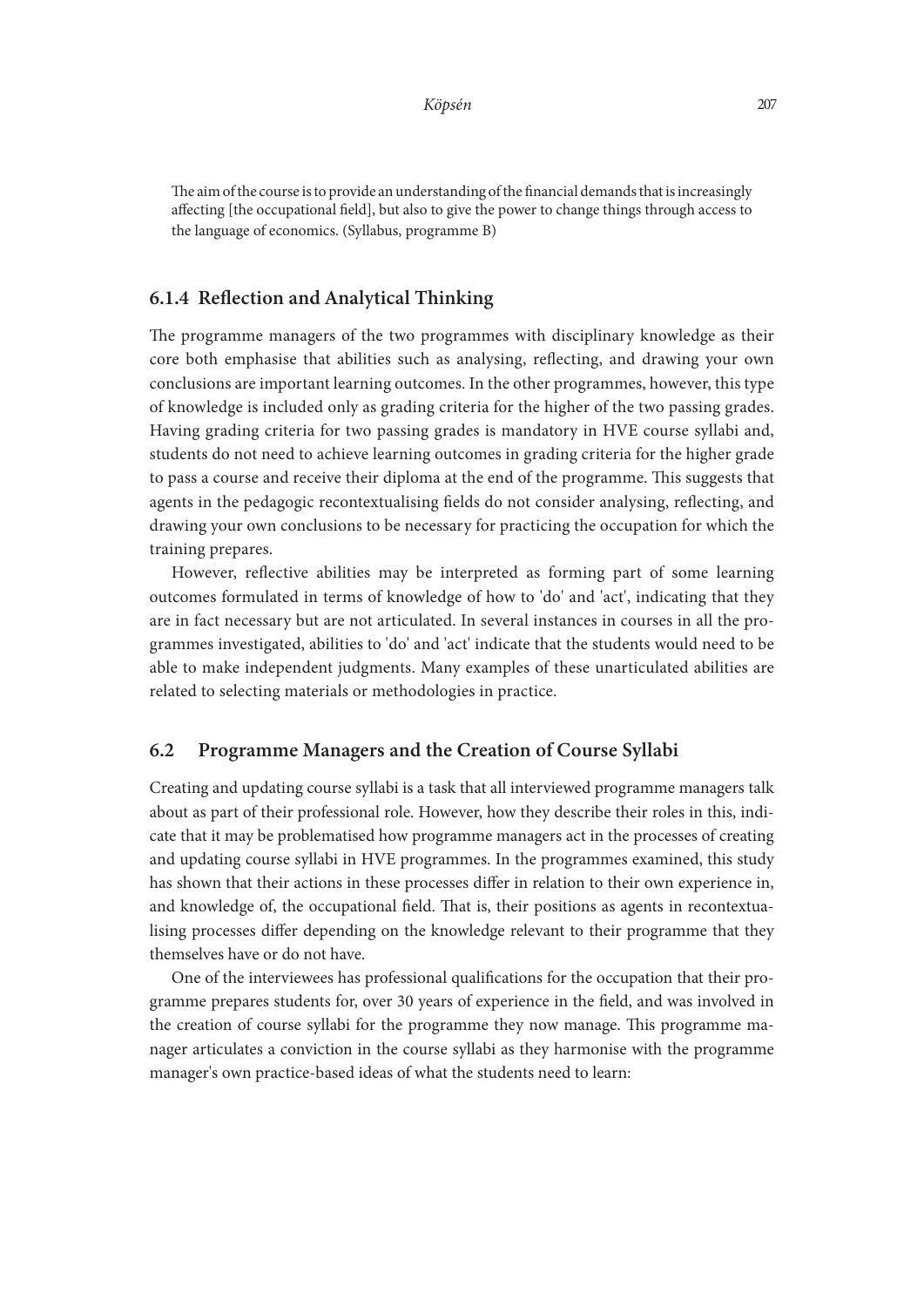> The aim of the course is to provide an understanding of the financial demands that is increasingly affecting [the occupational field], but also to give the power to change things through access to the language of economics. (Syllabus, programme B)

### 6.1.4 Reflection and Analytical Thinking

The programme managers of the two programmes with disciplinary knowledge as their core both emphasise that abilities such as analysing, reflecting, and drawing your own conclusions are important learning outcomes. In the other programmes, however, this type of knowledge is included only as grading criteria for the higher of the two passing grades. Having grading criteria for two passing grades is mandatory in HVE course syllabi and, students do not need to achieve learning outcomes in grading criteria for the higher grade to pass a course and receive their diploma at the end of the programme. This suggests that agents in the pedagogic recontextualising fields do not consider analysing, reflecting, and drawing your own conclusions to be necessary for practicing the occupation for which the training prepares.

However, reflective abilities may be interpreted as forming part of some learning outcomes formulated in terms of knowledge of how to 'do' and 'act', indicating that they are in fact necessary but are not articulated. In several instances in courses in all the programmes investigated, abilities to 'do' and 'act' indicate that the students would need to be able to make independent judgments. Many examples of these unarticulated abilities are related to selecting materials or methodologies in practice.

## 6.2 Programme Managers and the Creation of Course Syllabi

Creating and updating course syllabi is a task that all interviewed programme managers talk about as part of their professional role. However, how they describe their roles in this, indicate that it may be problematised how programme managers act in the processes of creating and updating course syllabi in HVE programmes. In the programmes examined, this study has shown that their actions in these processes differ in relation to their own experience in, and knowledge of, the occupational field. That is, their positions as agents in recontextualising processes differ depending on the knowledge relevant to their programme that they themselves have or do not have.

One of the interviewees has professional qualifications for the occupation that their programme prepares students for, over 30 years of experience in the field, and was involved in the creation of course syllabi for the programme they now manage. This programme manager articulates a conviction in the course syllabi as they harmonise with the programme manager's own practice-based ideas of what the students need to learn: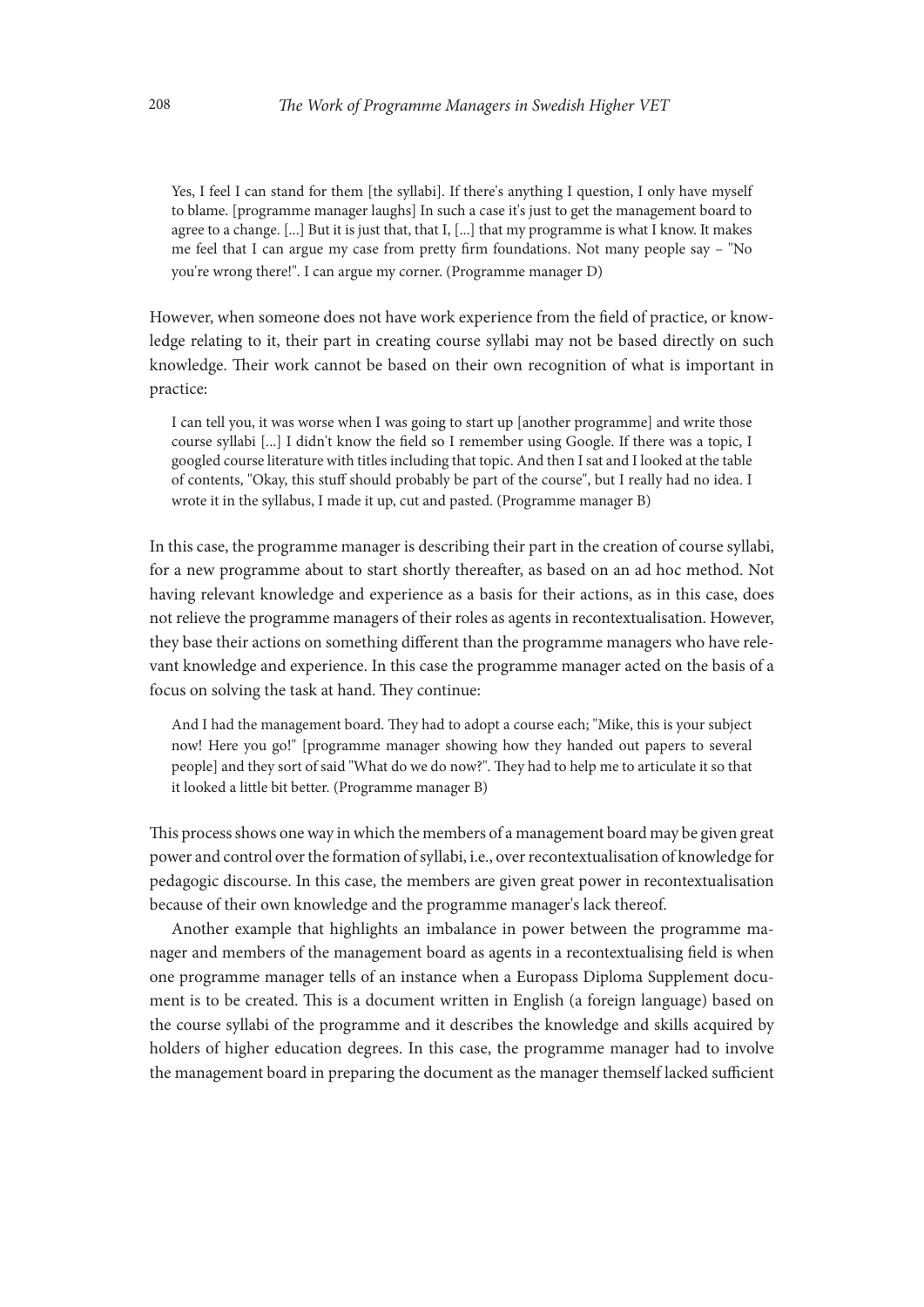> Yes, I feel I can stand for them [the syllabi]. If there's anything I question, I only have myself to blame. [programme manager laughs] In such a case it's just to get the management board to agree to a change. [...] But it is just that, that I, [...] that my programme is what I know. It makes me feel that I can argue my case from pretty firm foundations. Not many people say – "No you're wrong there!". I can argue my corner. (Programme manager D)

However, when someone does not have work experience from the field of practice, or knowledge relating to it, their part in creating course syllabi may not be based directly on such knowledge. Their work cannot be based on their own recognition of what is important in practice:

> I can tell you, it was worse when I was going to start up [another programme] and write those course syllabi [...] I didn't know the field so I remember using Google. If there was a topic, I googled course literature with titles including that topic. And then I sat and I looked at the table of contents, "Okay, this stuff should probably be part of the course", but I really had no idea. I wrote it in the syllabus, I made it up, cut and pasted. (Programme manager B)

In this case, the programme manager is describing their part in the creation of course syllabi, for a new programme about to start shortly thereafter, as based on an ad hoc method. Not having relevant knowledge and experience as a basis for their actions, as in this case, does not relieve the programme managers of their roles as agents in recontextualisation. However, they base their actions on something different than the programme managers who have relevant knowledge and experience. In this case the programme manager acted on the basis of a focus on solving the task at hand. They continue:

> And I had the management board. They had to adopt a course each; "Mike, this is your subject now! Here you go!" [programme manager showing how they handed out papers to several people] and they sort of said "What do we do now?". They had to help me to articulate it so that it looked a little bit better. (Programme manager B)

This process shows one way in which the members of a management board may be given great power and control over the formation of syllabi, i.e., over recontextualisation of knowledge for pedagogic discourse. In this case, the members are given great power in recontextualisation because of their own knowledge and the programme manager's lack thereof.

Another example that highlights an imbalance in power between the programme manager and members of the management board as agents in a recontextualising field is when one programme manager tells of an instance when a Europass Diploma Supplement document is to be created. This is a document written in English (a foreign language) based on the course syllabi of the programme and it describes the knowledge and skills acquired by holders of higher education degrees. In this case, the programme manager had to involve the management board in preparing the document as the manager themself lacked sufficient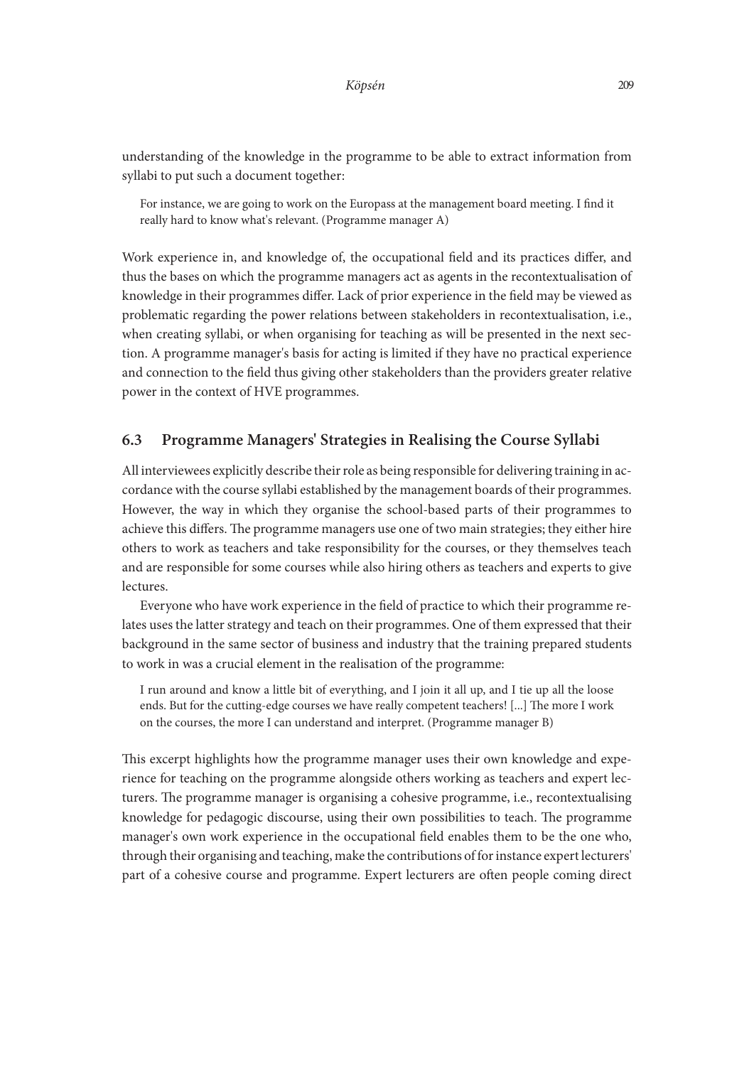understanding of the knowledge in the programme to be able to extract information from syllabi to put such a document together:

> For instance, we are going to work on the Europass at the management board meeting. I find it really hard to know what's relevant. (Programme manager A)

Work experience in, and knowledge of, the occupational field and its practices differ, and thus the bases on which the programme managers act as agents in the recontextualisation of knowledge in their programmes differ. Lack of prior experience in the field may be viewed as problematic regarding the power relations between stakeholders in recontextualisation, i.e., when creating syllabi, or when organising for teaching as will be presented in the next section. A programme manager's basis for acting is limited if they have no practical experience and connection to the field thus giving other stakeholders than the providers greater relative power in the context of HVE programmes.

## 6.3 Programme Managers' Strategies in Realising the Course Syllabi

All interviewees explicitly describe their role as being responsible for delivering training in accordance with the course syllabi established by the management boards of their programmes. However, the way in which they organise the school-based parts of their programmes to achieve this differs. The programme managers use one of two main strategies; they either hire others to work as teachers and take responsibility for the courses, or they themselves teach and are responsible for some courses while also hiring others as teachers and experts to give lectures.

Everyone who have work experience in the field of practice to which their programme relates uses the latter strategy and teach on their programmes. One of them expressed that their background in the same sector of business and industry that the training prepared students to work in was a crucial element in the realisation of the programme:

> I run around and know a little bit of everything, and I join it all up, and I tie up all the loose ends. But for the cutting-edge courses we have really competent teachers! [...] The more I work on the courses, the more I can understand and interpret. (Programme manager B)

This excerpt highlights how the programme manager uses their own knowledge and experience for teaching on the programme alongside others working as teachers and expert lecturers. The programme manager is organising a cohesive programme, i.e., recontextualising knowledge for pedagogic discourse, using their own possibilities to teach. The programme manager's own work experience in the occupational field enables them to be the one who, through their organising and teaching, make the contributions of for instance expert lecturers' part of a cohesive course and programme. Expert lecturers are often people coming direct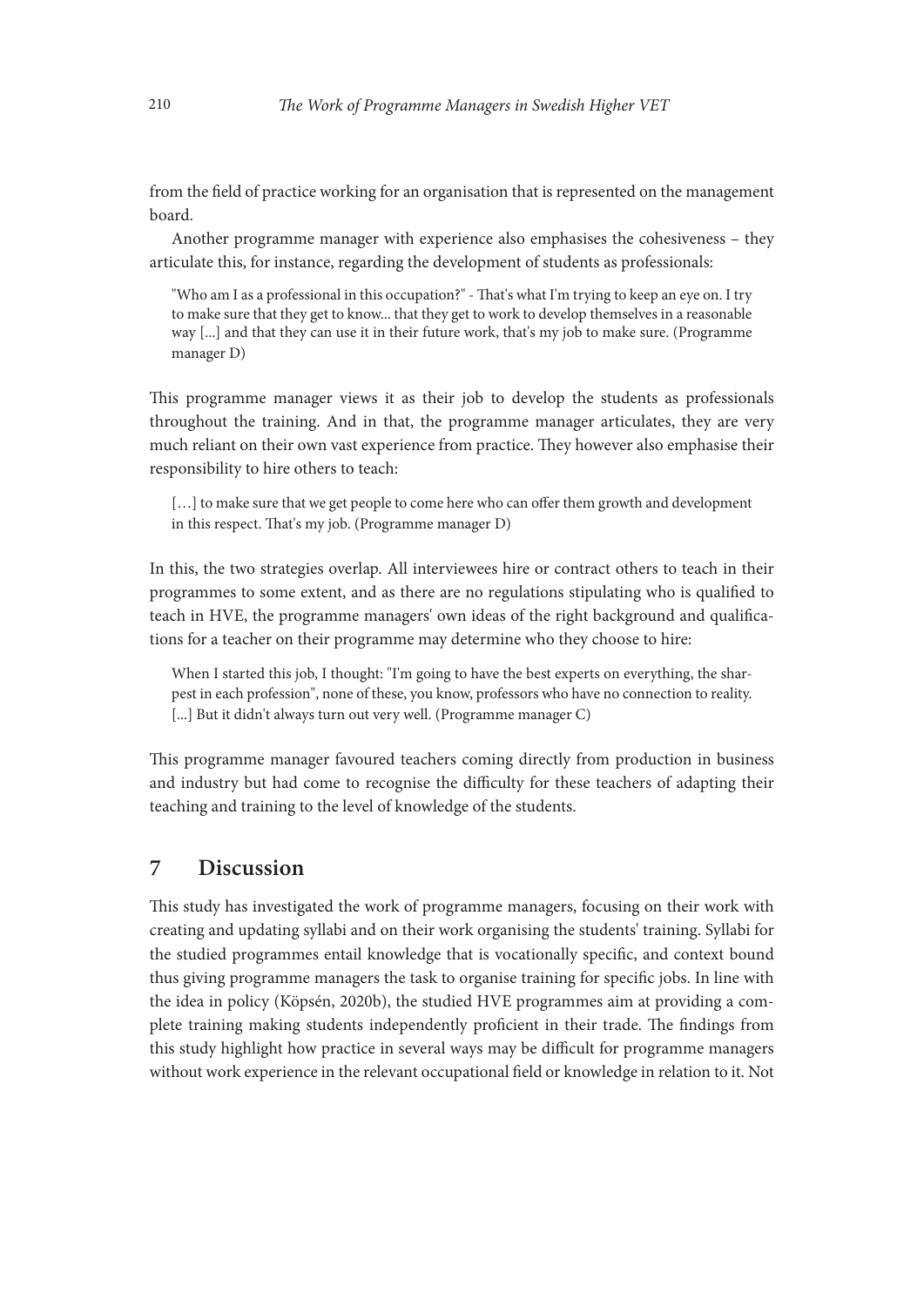from the field of practice working for an organisation that is represented on the management board.

Another programme manager with experience also emphasises the cohesiveness – they articulate this, for instance, regarding the development of students as professionals:

> "Who am I as a professional in this occupation?" - That's what I'm trying to keep an eye on. I try to make sure that they get to know... that they get to work to develop themselves in a reasonable way [...] and that they can use it in their future work, that's my job to make sure. (Programme manager D)

This programme manager views it as their job to develop the students as professionals throughout the training. And in that, the programme manager articulates, they are very much reliant on their own vast experience from practice. They however also emphasise their responsibility to hire others to teach:

> […] to make sure that we get people to come here who can offer them growth and development in this respect. That's my job. (Programme manager D)

In this, the two strategies overlap. All interviewees hire or contract others to teach in their programmes to some extent, and as there are no regulations stipulating who is qualified to teach in HVE, the programme managers' own ideas of the right background and qualifications for a teacher on their programme may determine who they choose to hire:

> When I started this job, I thought: "I'm going to have the best experts on everything, the sharpest in each profession", none of these, you know, professors who have no connection to reality. [...] But it didn't always turn out very well. (Programme manager C)

This programme manager favoured teachers coming directly from production in business and industry but had come to recognise the difficulty for these teachers of adapting their teaching and training to the level of knowledge of the students.

## 7 Discussion

This study has investigated the work of programme managers, focusing on their work with creating and updating syllabi and on their work organising the students' training. Syllabi for the studied programmes entail knowledge that is vocationally specific, and context bound thus giving programme managers the task to organise training for specific jobs. In line with the idea in policy (Köpsén, 2020b), the studied HVE programmes aim at providing a complete training making students independently proficient in their trade. The findings from this study highlight how practice in several ways may be difficult for programme managers without work experience in the relevant occupational field or knowledge in relation to it. Not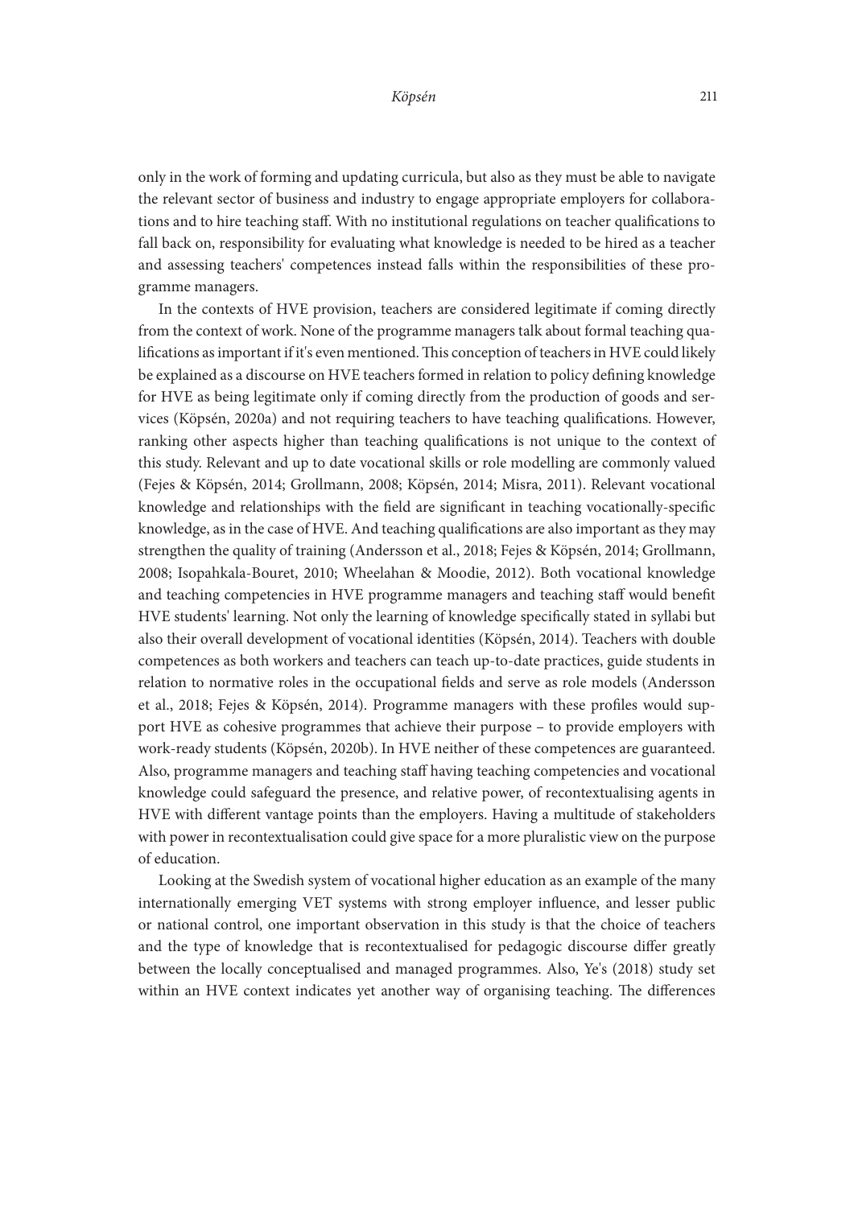only in the work of forming and updating curricula, but also as they must be able to navigate the relevant sector of business and industry to engage appropriate employers for collaborations and to hire teaching staff. With no institutional regulations on teacher qualifications to fall back on, responsibility for evaluating what knowledge is needed to be hired as a teacher and assessing teachers' competences instead falls within the responsibilities of these programme managers.

In the contexts of HVE provision, teachers are considered legitimate if coming directly from the context of work. None of the programme managers talk about formal teaching qualifications as important if it's even mentioned. This conception of teachers in HVE could likely be explained as a discourse on HVE teachers formed in relation to policy defining knowledge for HVE as being legitimate only if coming directly from the production of goods and services (Köpsén, 2020a) and not requiring teachers to have teaching qualifications. However, ranking other aspects higher than teaching qualifications is not unique to the context of this study. Relevant and up to date vocational skills or role modelling are commonly valued (Fejes & Köpsén, 2014; Grollmann, 2008; Köpsén, 2014; Misra, 2011). Relevant vocational knowledge and relationships with the field are significant in teaching vocationally-specific knowledge, as in the case of HVE. And teaching qualifications are also important as they may strengthen the quality of training (Andersson et al., 2018; Fejes & Köpsén, 2014; Grollmann, 2008; Isopahkala-Bouret, 2010; Wheelahan & Moodie, 2012). Both vocational knowledge and teaching competencies in HVE programme managers and teaching staff would benefit HVE students' learning. Not only the learning of knowledge specifically stated in syllabi but also their overall development of vocational identities (Köpsén, 2014). Teachers with double competences as both workers and teachers can teach up-to-date practices, guide students in relation to normative roles in the occupational fields and serve as role models (Andersson et al., 2018; Fejes & Köpsén, 2014). Programme managers with these profiles would support HVE as cohesive programmes that achieve their purpose – to provide employers with work-ready students (Köpsén, 2020b). In HVE neither of these competences are guaranteed. Also, programme managers and teaching staff having teaching competencies and vocational knowledge could safeguard the presence, and relative power, of recontextualising agents in HVE with different vantage points than the employers. Having a multitude of stakeholders with power in recontextualisation could give space for a more pluralistic view on the purpose of education.

Looking at the Swedish system of vocational higher education as an example of the many internationally emerging VET systems with strong employer influence, and lesser public or national control, one important observation in this study is that the choice of teachers and the type of knowledge that is recontextualised for pedagogic discourse differ greatly between the locally conceptualised and managed programmes. Also, Ye's (2018) study set within an HVE context indicates yet another way of organising teaching. The differences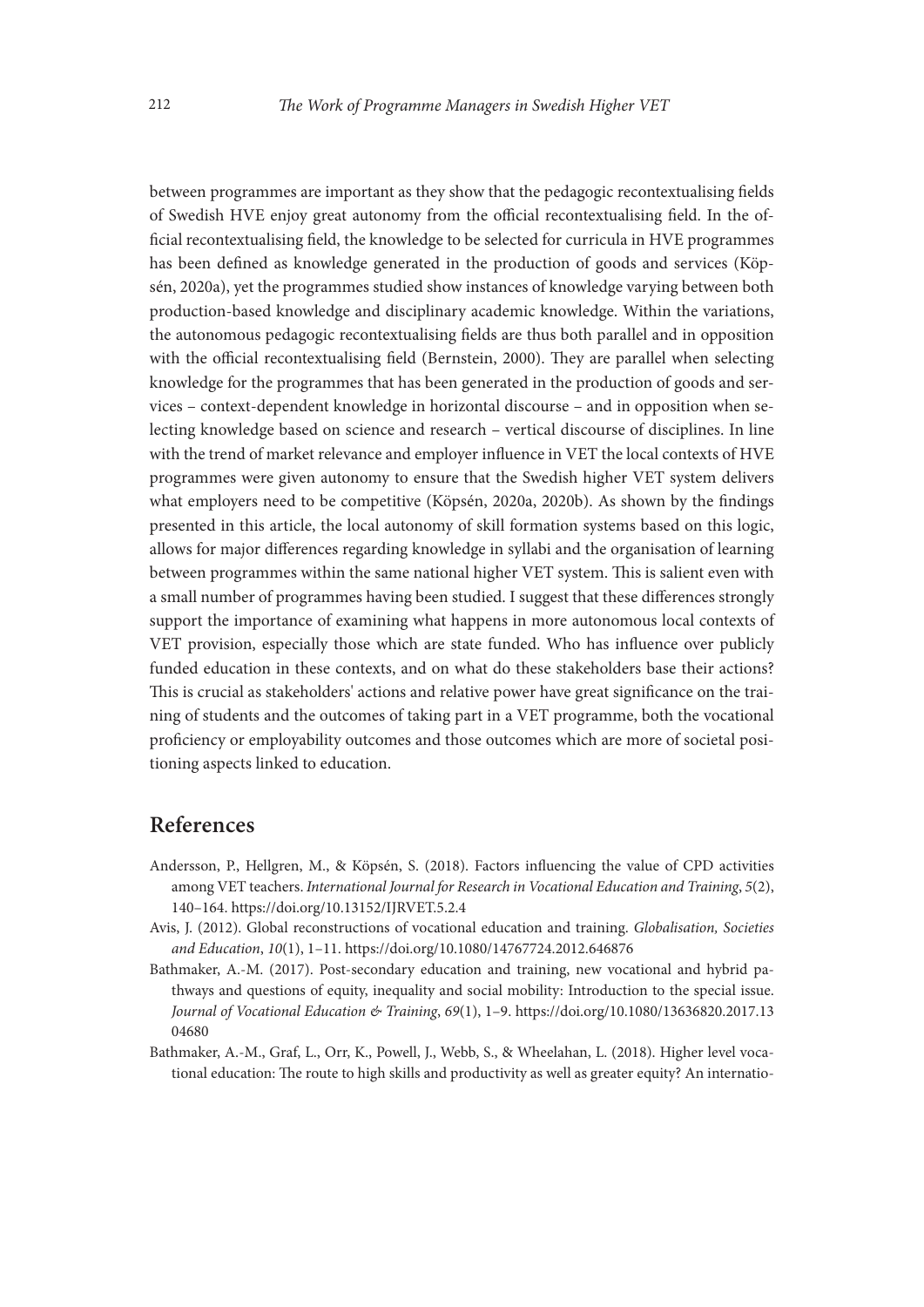between programmes are important as they show that the pedagogic recontextualising fields of Swedish HVE enjoy great autonomy from the official recontextualising field. In the official recontextualising field, the knowledge to be selected for curricula in HVE programmes has been defined as knowledge generated in the production of goods and services (Köpsén, 2020a), yet the programmes studied show instances of knowledge varying between both production-based knowledge and disciplinary academic knowledge. Within the variations, the autonomous pedagogic recontextualising fields are thus both parallel and in opposition with the official recontextualising field (Bernstein, 2000). They are parallel when selecting knowledge for the programmes that has been generated in the production of goods and services – context-dependent knowledge in horizontal discourse – and in opposition when selecting knowledge based on science and research – vertical discourse of disciplines. In line with the trend of market relevance and employer influence in VET the local contexts of HVE programmes were given autonomy to ensure that the Swedish higher VET system delivers what employers need to be competitive (Köpsén, 2020a, 2020b). As shown by the findings presented in this article, the local autonomy of skill formation systems based on this logic, allows for major differences regarding knowledge in syllabi and the organisation of learning between programmes within the same national higher VET system. This is salient even with a small number of programmes having been studied. I suggest that these differences strongly support the importance of examining what happens in more autonomous local contexts of VET provision, especially those which are state funded. Who has influence over publicly funded education in these contexts, and on what do these stakeholders base their actions? This is crucial as stakeholders' actions and relative power have great significance on the training of students and the outcomes of taking part in a VET programme, both the vocational proficiency or employability outcomes and those outcomes which are more of societal positioning aspects linked to education.

## References

Andersson, P., Hellgren, M., & Köpsén, S. (2018). Factors influencing the value of CPD activities among VET teachers. *International Journal for Research in Vocational Education and Training*, *5*(2), 140–164. https://doi.org/10.13152/IJRVET.5.2.4

Avis, J. (2012). Global reconstructions of vocational education and training. *Globalisation, Societies and Education*, *10*(1), 1–11. https://doi.org/10.1080/14767724.2012.646876

Bathmaker, A.-M. (2017). Post-secondary education and training, new vocational and hybrid pathways and questions of equity, inequality and social mobility: Introduction to the special issue. *Journal of Vocational Education & Training*, *69*(1), 1–9. https://doi.org/10.1080/13636820.2017.1304680

Bathmaker, A.-M., Graf, L., Orr, K., Powell, J., Webb, S., & Wheelahan, L. (2018). Higher level vocational education: The route to high skills and productivity as well as greater equity? An internatio-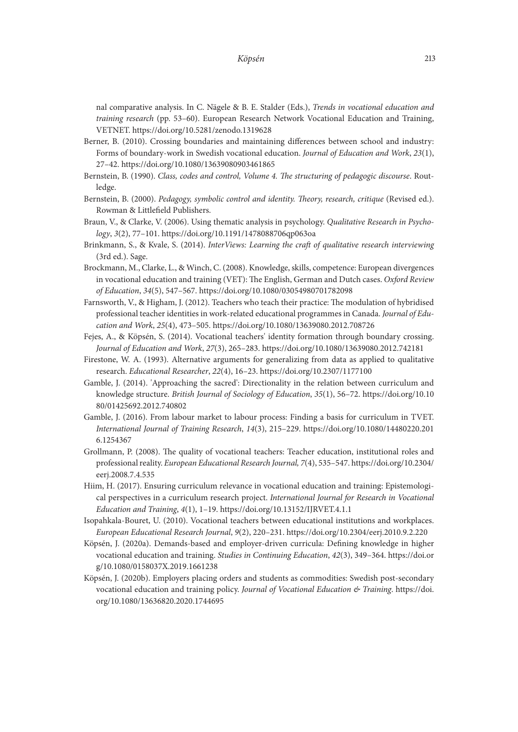nal comparative analysis. In C. Nägele & B. E. Stalder (Eds.), *Trends in vocational education and training research* (pp. 53–60). European Research Network Vocational Education and Training, VETNET. https://doi.org/10.5281/zenodo.1319628

Berner, B. (2010). Crossing boundaries and maintaining differences between school and industry: Forms of boundary-work in Swedish vocational education. *Journal of Education and Work*, *23*(1), 27–42. https://doi.org/10.1080/13639080903461865

Bernstein, B. (1990). *Class, codes and control, Volume 4. The structuring of pedagogic discourse*. Routledge.

Bernstein, B. (2000). *Pedagogy, symbolic control and identity. Theory, research, critique* (Revised ed.). Rowman & Littlefield Publishers.

Braun, V., & Clarke, V. (2006). Using thematic analysis in psychology. *Qualitative Research in Psychology*, *3*(2), 77–101. https://doi.org/10.1191/1478088706qp063oa

Brinkmann, S., & Kvale, S. (2014). *InterViews: Learning the craft of qualitative research interviewing* (3rd ed.). Sage.

Brockmann, M., Clarke, L., & Winch, C. (2008). Knowledge, skills, competence: European divergences in vocational education and training (VET): The English, German and Dutch cases. *Oxford Review of Education*, *34*(5), 547–567. https://doi.org/10.1080/03054980701782098

Farnsworth, V., & Higham, J. (2012). Teachers who teach their practice: The modulation of hybridised professional teacher identities in work-related educational programmes in Canada. *Journal of Education and Work*, *25*(4), 473–505. https://doi.org/10.1080/13639080.2012.708726

Fejes, A., & Köpsén, S. (2014). Vocational teachers' identity formation through boundary crossing. *Journal of Education and Work*, *27*(3), 265–283. https://doi.org/10.1080/13639080.2012.742181

Firestone, W. A. (1993). Alternative arguments for generalizing from data as applied to qualitative research. *Educational Researcher*, *22*(4), 16–23. https://doi.org/10.2307/1177100

Gamble, J. (2014). 'Approaching the sacred': Directionality in the relation between curriculum and knowledge structure. *British Journal of Sociology of Education*, *35*(1), 56–72. https://doi.org/10.1080/01425692.2012.740802

Gamble, J. (2016). From labour market to labour process: Finding a basis for curriculum in TVET. *International Journal of Training Research*, *14*(3), 215–229. https://doi.org/10.1080/14480220.2016.1254367

Grollmann, P. (2008). The quality of vocational teachers: Teacher education, institutional roles and professional reality. *European Educational Research Journal, 7*(4), 535–547. https://doi.org/10.2304/eerj.2008.7.4.535

Hiim, H. (2017). Ensuring curriculum relevance in vocational education and training: Epistemological perspectives in a curriculum research project. *International Journal for Research in Vocational Education and Training*, *4*(1), 1–19. https://doi.org/10.13152/IJRVET.4.1.1

Isopahkala-Bouret, U. (2010). Vocational teachers between educational institutions and workplaces. *European Educational Research Journal*, *9*(2), 220–231. https://doi.org/10.2304/eerj.2010.9.2.220

Köpsén, J. (2020a). Demands-based and employer-driven curricula: Defining knowledge in higher vocational education and training. *Studies in Continuing Education*, *42*(3), 349–364. https://doi.org/10.1080/0158037X.2019.1661238

Köpsén, J. (2020b). Employers placing orders and students as commodities: Swedish post-secondary vocational education and training policy. *Journal of Vocational Education & Training*. https://doi.org/10.1080/13636820.2020.1744695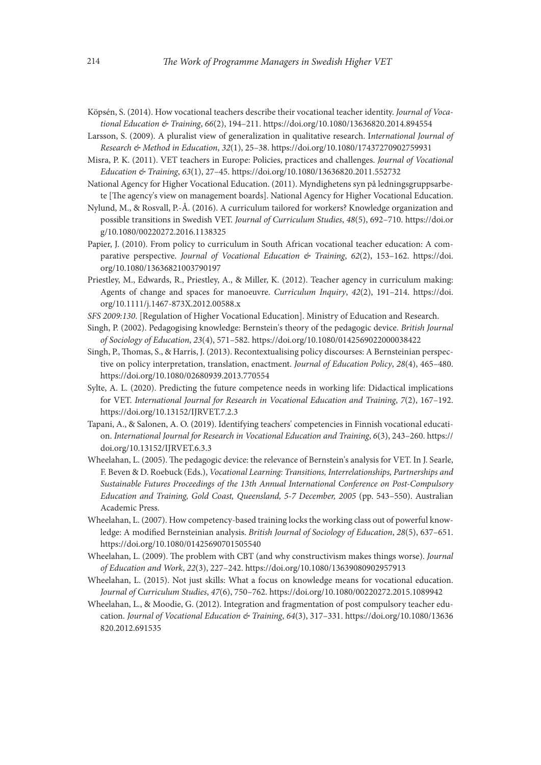Köpsén, S. (2014). How vocational teachers describe their vocational teacher identity. *Journal of Vocational Education & Training*, *66*(2), 194–211. https://doi.org/10.1080/13636820.2014.894554

Larsson, S. (2009). A pluralist view of generalization in qualitative research. I*nternational Journal of Research & Method in Education*, *32*(1), 25–38. https://doi.org/10.1080/17437270902759931

Misra, P. K. (2011). VET teachers in Europe: Policies, practices and challenges. *Journal of Vocational Education & Training*, *63*(1), 27–45. https://doi.org/10.1080/13636820.2011.552732

National Agency for Higher Vocational Education. (2011). Myndighetens syn på ledningsgruppsarbete [The agency's view on management boards]. National Agency for Higher Vocational Education.

Nylund, M., & Rosvall, P.-Å. (2016). A curriculum tailored for workers? Knowledge organization and possible transitions in Swedish VET. *Journal of Curriculum Studies*, *48*(5), 692–710. https://doi.org/10.1080/00220272.2016.1138325

Papier, J. (2010). From policy to curriculum in South African vocational teacher education: A comparative perspective. *Journal of Vocational Education & Training*, *62*(2), 153–162. https://doi.org/10.1080/13636821003790197

Priestley, M., Edwards, R., Priestley, A., & Miller, K. (2012). Teacher agency in curriculum making: Agents of change and spaces for manoeuvre. *Curriculum Inquiry*, *42*(2), 191–214. https://doi.org/10.1111/j.1467-873X.2012.00588.x

*SFS 2009:130*. [Regulation of Higher Vocational Education]. Ministry of Education and Research.

Singh, P. (2002). Pedagogising knowledge: Bernstein's theory of the pedagogic device. *British Journal of Sociology of Education*, *23*(4), 571–582. https://doi.org/10.1080/0142569022000038422

Singh, P., Thomas, S., & Harris, J. (2013). Recontextualising policy discourses: A Bernsteinian perspective on policy interpretation, translation, enactment. *Journal of Education Policy*, *28*(4), 465–480. https://doi.org/10.1080/02680939.2013.770554

Sylte, A. L. (2020). Predicting the future competence needs in working life: Didactical implications for VET. *International Journal for Research in Vocational Education and Training*, *7*(2), 167–192. https://doi.org/10.13152/IJRVET.7.2.3

Tapani, A., & Salonen, A. O. (2019). Identifying teachers' competencies in Finnish vocational education. *International Journal for Research in Vocational Education and Training*, *6*(3), 243–260. https://doi.org/10.13152/IJRVET.6.3.3

Wheelahan, L. (2005). The pedagogic device: the relevance of Bernstein's analysis for VET. In J. Searle, F. Beven & D. Roebuck (Eds.), *Vocational Learning: Transitions, Interrelationships, Partnerships and Sustainable Futures Proceedings of the 13th Annual International Conference on Post-Compulsory Education and Training, Gold Coast, Queensland, 5-7 December, 2005* (pp. 543–550). Australian Academic Press.

Wheelahan, L. (2007). How competency-based training locks the working class out of powerful knowledge: A modified Bernsteinian analysis. *British Journal of Sociology of Education*, *28*(5), 637–651. https://doi.org/10.1080/01425690701505540

Wheelahan, L. (2009). The problem with CBT (and why constructivism makes things worse). *Journal of Education and Work*, *22*(3), 227–242. https://doi.org/10.1080/13639080902957913

Wheelahan, L. (2015). Not just skills: What a focus on knowledge means for vocational education. *Journal of Curriculum Studies*, *47*(6), 750–762. https://doi.org/10.1080/00220272.2015.1089942

Wheelahan, L., & Moodie, G. (2012). Integration and fragmentation of post compulsory teacher education. *Journal of Vocational Education & Training*, *64*(3), 317–331. https://doi.org/10.1080/13636820.2012.691535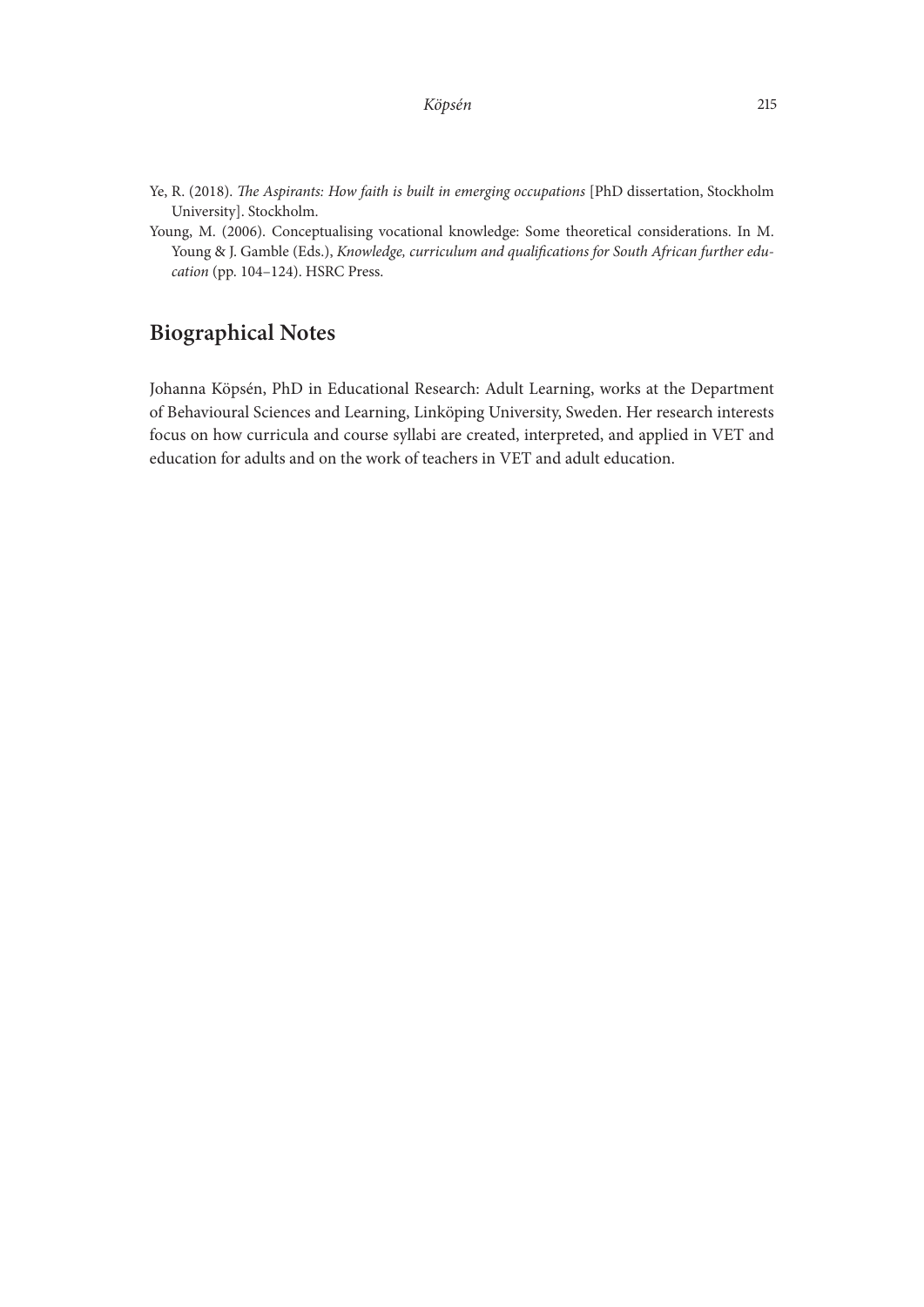Ye, R. (2018). *The Aspirants: How faith is built in emerging occupations* [PhD dissertation, Stockholm University]. Stockholm.

Young, M. (2006). Conceptualising vocational knowledge: Some theoretical considerations. In M. Young & J. Gamble (Eds.), *Knowledge, curriculum and qualifications for South African further education* (pp. 104–124). HSRC Press.

## Biographical Notes

Johanna Köpsén, PhD in Educational Research: Adult Learning, works at the Department of Behavioural Sciences and Learning, Linköping University, Sweden. Her research interests focus on how curricula and course syllabi are created, interpreted, and applied in VET and education for adults and on the work of teachers in VET and adult education.